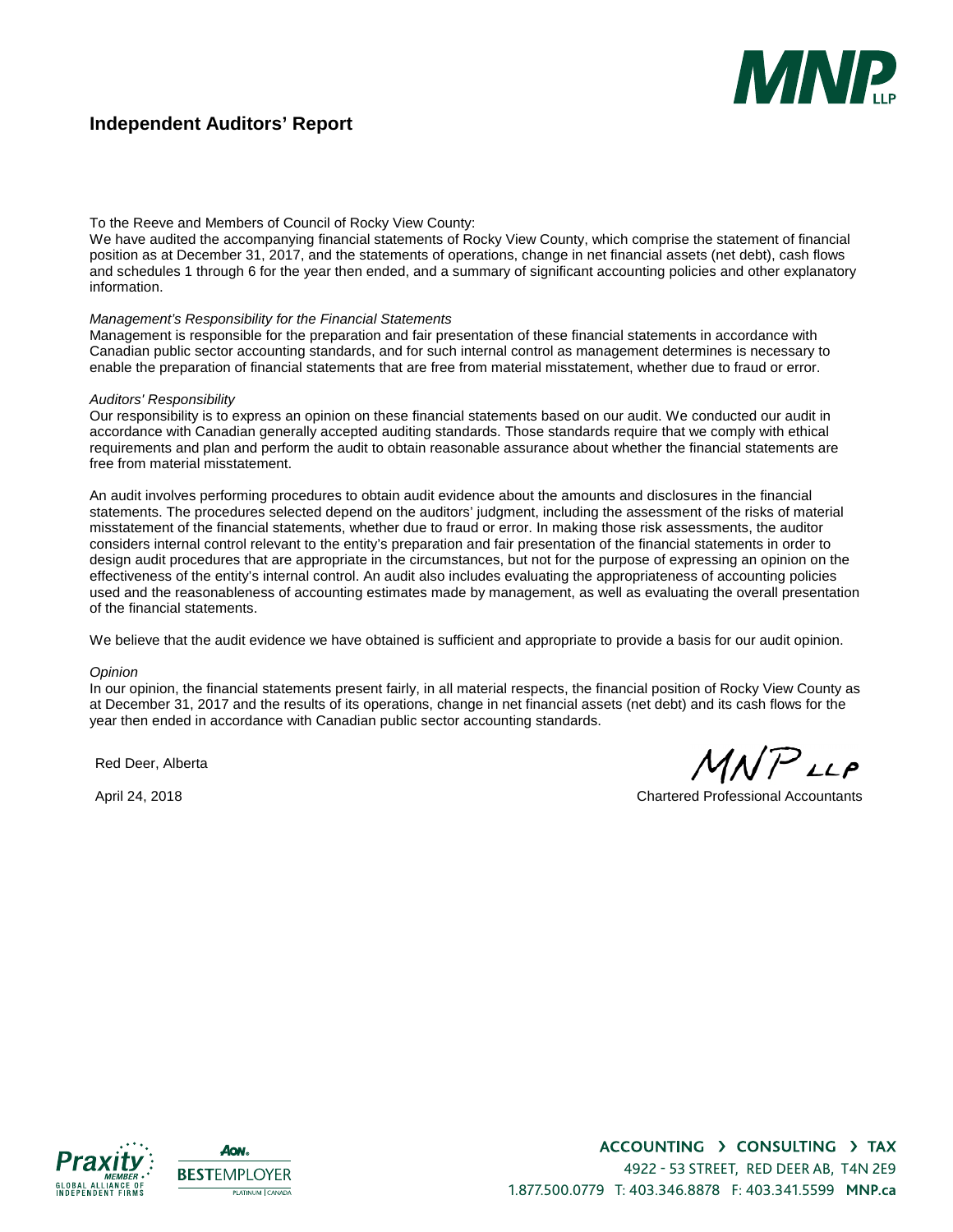## Independent Auditors' Report

To the Reeve and Members of Council of Rocky View County:

We have audited the accompanying financial statements of Rocky View County, which comprise the statement of financial position as at December 31, 2017, and the statements of operations, change in net financial assets (net debt), cash flows and schedules 1 through 6 for the year then ended, and a summary of significant accounting policies and other explanatory information.

*Management's Responsibility for the Financial Statements*

Management is responsible for the preparation and fair presentation of these financial statements in accordance with Canadian public sector accounting standards, and for such internal control as management determines is necessary to enable the preparation of financial statements that are free from material misstatement, whether due to fraud or error.

*Auditors' Responsibility*

Our responsibility is to express an opinion on these financial statements based on our audit. We conducted our audit in accordance with Canadian generally accepted auditing standards. Those standards require that we comply with ethical requirements and plan and perform the audit to obtain reasonable assurance about whether the financial statements are free from material misstatement.

An audit involves performing procedures to obtain audit evidence about the amounts and disclosures in the financial statements. The procedures selected depend on the auditors' judgment, including the assessment of the risks of material misstatement of the financial statements, whether due to fraud or error. In making those risk assessments, the auditor considers internal control relevant to the entity's preparation and fair presentation of the financial statements in order to design audit procedures that are appropriate in the circumstances, but not for the purpose of expressing an opinion on the effectiveness of the entity's internal control. An audit also includes evaluating the appropriateness of accounting policies used and the reasonableness of accounting estimates made by management, as well as evaluating the overall presentation of the financial statements.

We believe that the audit evidence we have obtained is sufficient and appropriate to provide a basis for our audit opinion.

*Opinion*

In our opinion, the financial statements present fairly, in all material respects, the financial position of Rocky View County as at December 31, 2017 and the results of its operations, change in net financial assets (net debt) and its cash flows for the year then ended in accordance with Canadian public sector accounting standards.

Red Deer, Alberta

April 24, 2018

MNP LLP

Chartered Professional Accountants

ACCOUNTING › CONSULTING › TAX

4922 - 53 STREET, RED DEER AB, T4N 2E9

1.877.500.0779 T: 403.346.8878 F: 403.341.5599 MNP.ca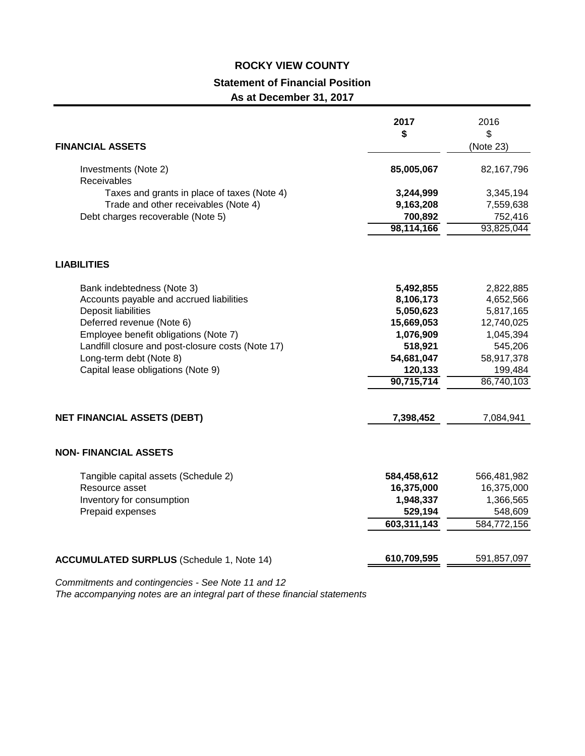# ROCKY VIEW COUNTY

## Statement of Financial Position

### As at December 31, 2017

| | 2017<br>$ | 2016<br>$<br>(Note 23) |
|---|---|---|
| **FINANCIAL ASSETS** | | |
| Investments (Note 2) | **85,005,067** | 82,167,796 |
| Receivables | | |
| Taxes and grants in place of taxes (Note 4) | **3,244,999** | 3,345,194 |
| Trade and other receivables (Note 4) | **9,163,208** | 7,559,638 |
| Debt charges recoverable (Note 5) | **700,892** | 752,416 |
| | **98,114,166** | 93,825,044 |
| **LIABILITIES** | | |
| Bank indebtedness (Note 3) | **5,492,855** | 2,822,885 |
| Accounts payable and accrued liabilities | **8,106,173** | 4,652,566 |
| Deposit liabilities | **5,050,623** | 5,817,165 |
| Deferred revenue (Note 6) | **15,669,053** | 12,740,025 |
| Employee benefit obligations (Note 7) | **1,076,909** | 1,045,394 |
| Landfill closure and post-closure costs (Note 17) | **518,921** | 545,206 |
| Long-term debt (Note 8) | **54,681,047** | 58,917,378 |
| Capital lease obligations (Note 9) | **120,133** | 199,484 |
| | **90,715,714** | 86,740,103 |
| **NET FINANCIAL ASSETS (DEBT)** | **7,398,452** | 7,084,941 |
| **NON- FINANCIAL ASSETS** | | |
| Tangible capital assets (Schedule 2) | **584,458,612** | 566,481,982 |
| Resource asset | **16,375,000** | 16,375,000 |
| Inventory for consumption | **1,948,337** | 1,366,565 |
| Prepaid expenses | **529,194** | 548,609 |
| | **603,311,143** | 584,772,156 |
| **ACCUMULATED SURPLUS** (Schedule 1, Note 14) | **610,709,595** | 591,857,097 |

*Commitments and contingencies - See Note 11 and 12*

*The accompanying notes are an integral part of these financial statements*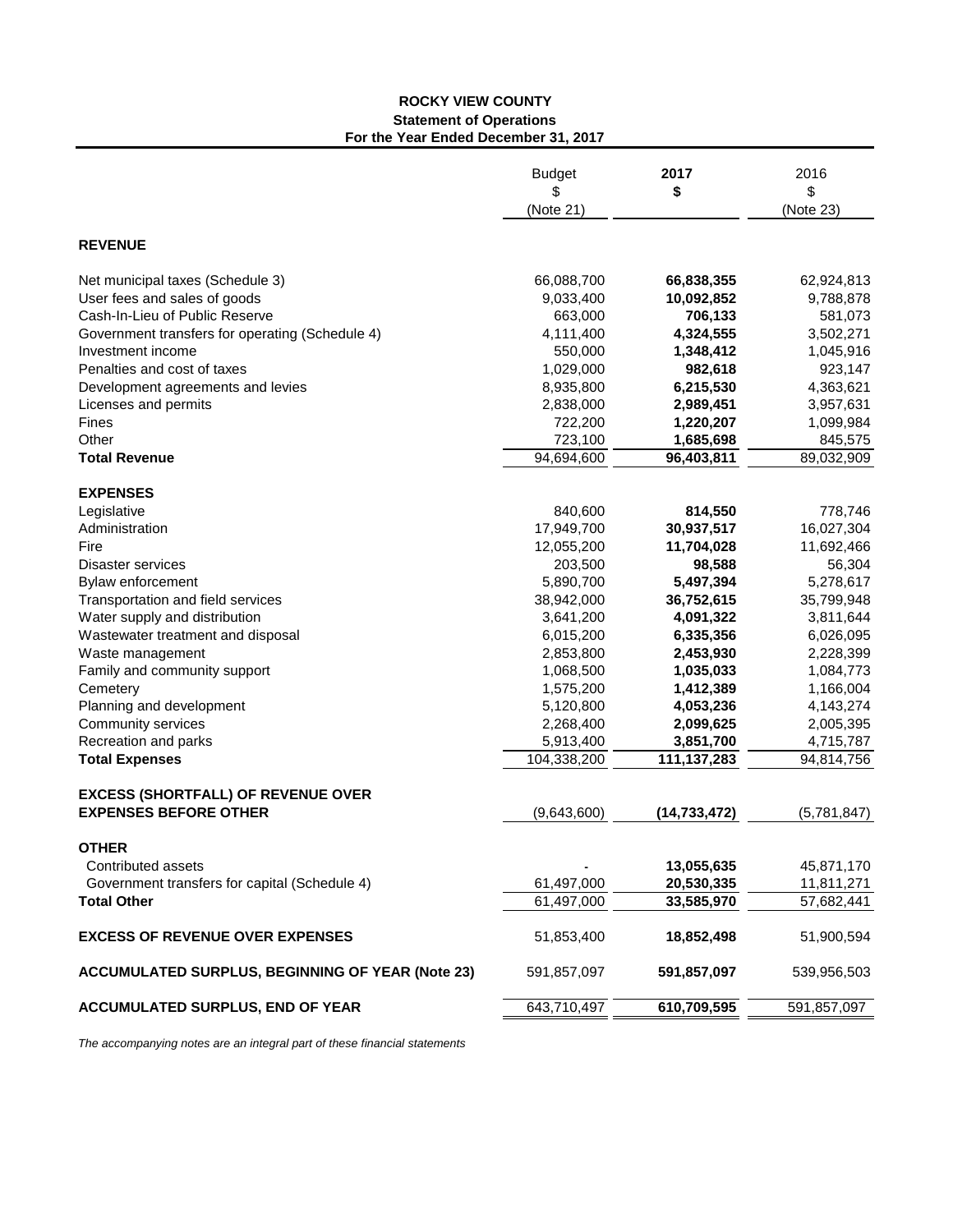# ROCKY VIEW COUNTY

## Statement of Operations

### For the Year Ended December 31, 2017

| | Budget<br>$<br>(Note 21) | 2017<br>$ | 2016<br>$<br>(Note 23) |
|---|---|---|---|
| **REVENUE** | | | |
| Net municipal taxes (Schedule 3) | 66,088,700 | **66,838,355** | 62,924,813 |
| User fees and sales of goods | 9,033,400 | **10,092,852** | 9,788,878 |
| Cash-In-Lieu of Public Reserve | 663,000 | **706,133** | 581,073 |
| Government transfers for operating (Schedule 4) | 4,111,400 | **4,324,555** | 3,502,271 |
| Investment income | 550,000 | **1,348,412** | 1,045,916 |
| Penalties and cost of taxes | 1,029,000 | **982,618** | 923,147 |
| Development agreements and levies | 8,935,800 | **6,215,530** | 4,363,621 |
| Licenses and permits | 2,838,000 | **2,989,451** | 3,957,631 |
| Fines | 722,200 | **1,220,207** | 1,099,984 |
| Other | 723,100 | **1,685,698** | 845,575 |
| **Total Revenue** | 94,694,600 | **96,403,811** | 89,032,909 |
| **EXPENSES** | | | |
| Legislative | 840,600 | **814,550** | 778,746 |
| Administration | 17,949,700 | **30,937,517** | 16,027,304 |
| Fire | 12,055,200 | **11,704,028** | 11,692,466 |
| Disaster services | 203,500 | **98,588** | 56,304 |
| Bylaw enforcement | 5,890,700 | **5,497,394** | 5,278,617 |
| Transportation and field services | 38,942,000 | **36,752,615** | 35,799,948 |
| Water supply and distribution | 3,641,200 | **4,091,322** | 3,811,644 |
| Wastewater treatment and disposal | 6,015,200 | **6,335,356** | 6,026,095 |
| Waste management | 2,853,800 | **2,453,930** | 2,228,399 |
| Family and community support | 1,068,500 | **1,035,033** | 1,084,773 |
| Cemetery | 1,575,200 | **1,412,389** | 1,166,004 |
| Planning and development | 5,120,800 | **4,053,236** | 4,143,274 |
| Community services | 2,268,400 | **2,099,625** | 2,005,395 |
| Recreation and parks | 5,913,400 | **3,851,700** | 4,715,787 |
| **Total Expenses** | 104,338,200 | **111,137,283** | 94,814,756 |
| **EXCESS (SHORTFALL) OF REVENUE OVER EXPENSES BEFORE OTHER** | (9,643,600) | **(14,733,472)** | (5,781,847) |
| **OTHER** | | | |
| Contributed assets | - | **13,055,635** | 45,871,170 |
| Government transfers for capital (Schedule 4) | 61,497,000 | **20,530,335** | 11,811,271 |
| **Total Other** | 61,497,000 | **33,585,970** | 57,682,441 |
| **EXCESS OF REVENUE OVER EXPENSES** | 51,853,400 | **18,852,498** | 51,900,594 |
| **ACCUMULATED SURPLUS, BEGINNING OF YEAR (Note 23)** | 591,857,097 | **591,857,097** | 539,956,503 |
| **ACCUMULATED SURPLUS, END OF YEAR** | 643,710,497 | **610,709,595** | 591,857,097 |

*The accompanying notes are an integral part of these financial statements*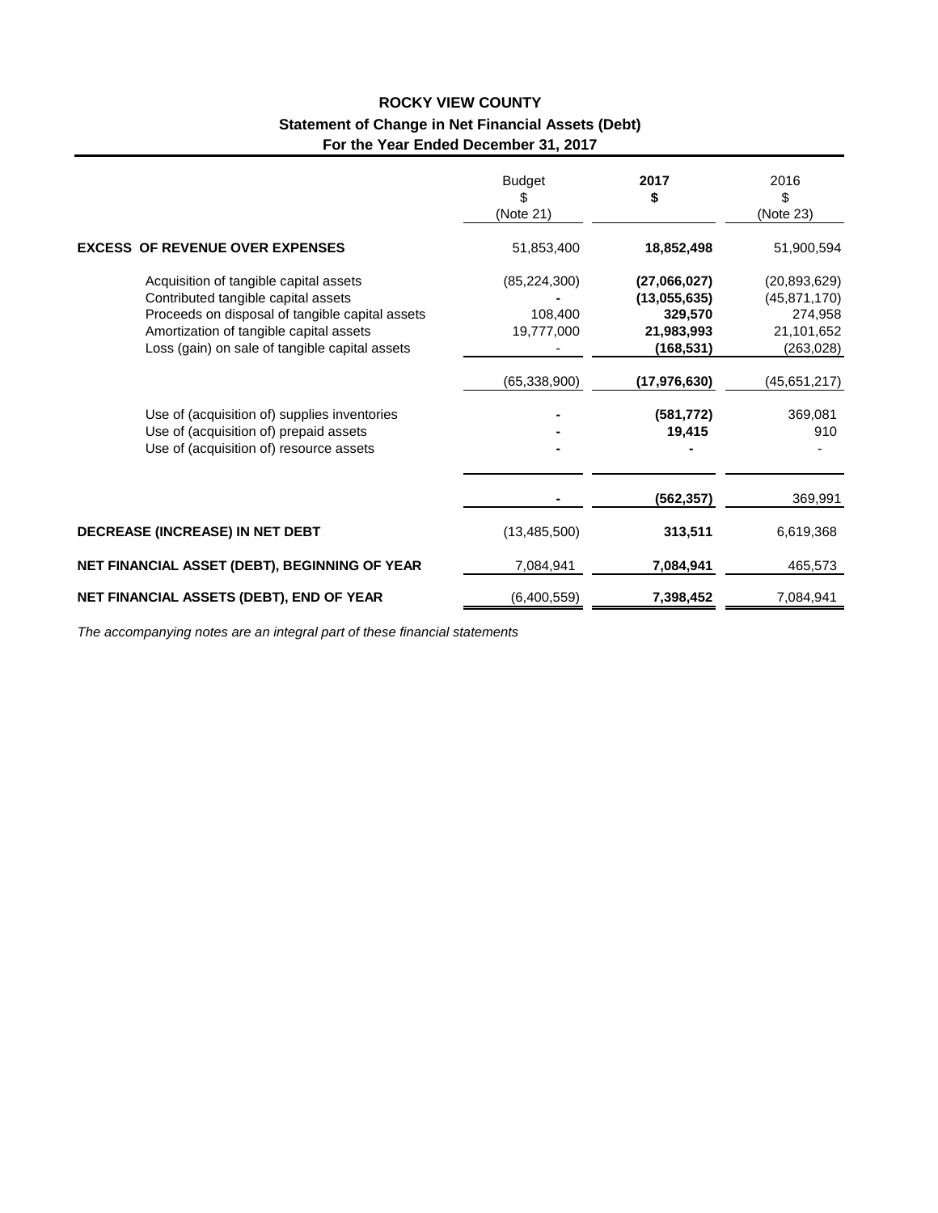# ROCKY VIEW COUNTY

## Statement of Change in Net Financial Assets (Debt)

### For the Year Ended December 31, 2017

| | Budget<br>$<br>(Note 21) | 2017<br>$ | 2016<br>$<br>(Note 23) |
|---|---|---|---|
| **EXCESS OF REVENUE OVER EXPENSES** | 51,853,400 | **18,852,498** | 51,900,594 |
| Acquisition of tangible capital assets | (85,224,300) | **(27,066,027)** | (20,893,629) |
| Contributed tangible capital assets | - | **(13,055,635)** | (45,871,170) |
| Proceeds on disposal of tangible capital assets | 108,400 | **329,570** | 274,958 |
| Amortization of tangible capital assets | 19,777,000 | **21,983,993** | 21,101,652 |
| Loss (gain) on sale of tangible capital assets | - | **(168,531)** | (263,028) |
| | (65,338,900) | **(17,976,630)** | (45,651,217) |
| Use of (acquisition of) supplies inventories | - | **(581,772)** | 369,081 |
| Use of (acquisition of) prepaid assets | - | **19,415** | 910 |
| Use of (acquisition of) resource assets | - | **-** | - |
| | - | **(562,357)** | 369,991 |
| **DECREASE (INCREASE) IN NET DEBT** | (13,485,500) | **313,511** | 6,619,368 |
| **NET FINANCIAL ASSET (DEBT), BEGINNING OF YEAR** | 7,084,941 | **7,084,941** | 465,573 |
| **NET FINANCIAL ASSETS (DEBT), END OF YEAR** | (6,400,559) | **7,398,452** | 7,084,941 |

*The accompanying notes are an integral part of these financial statements*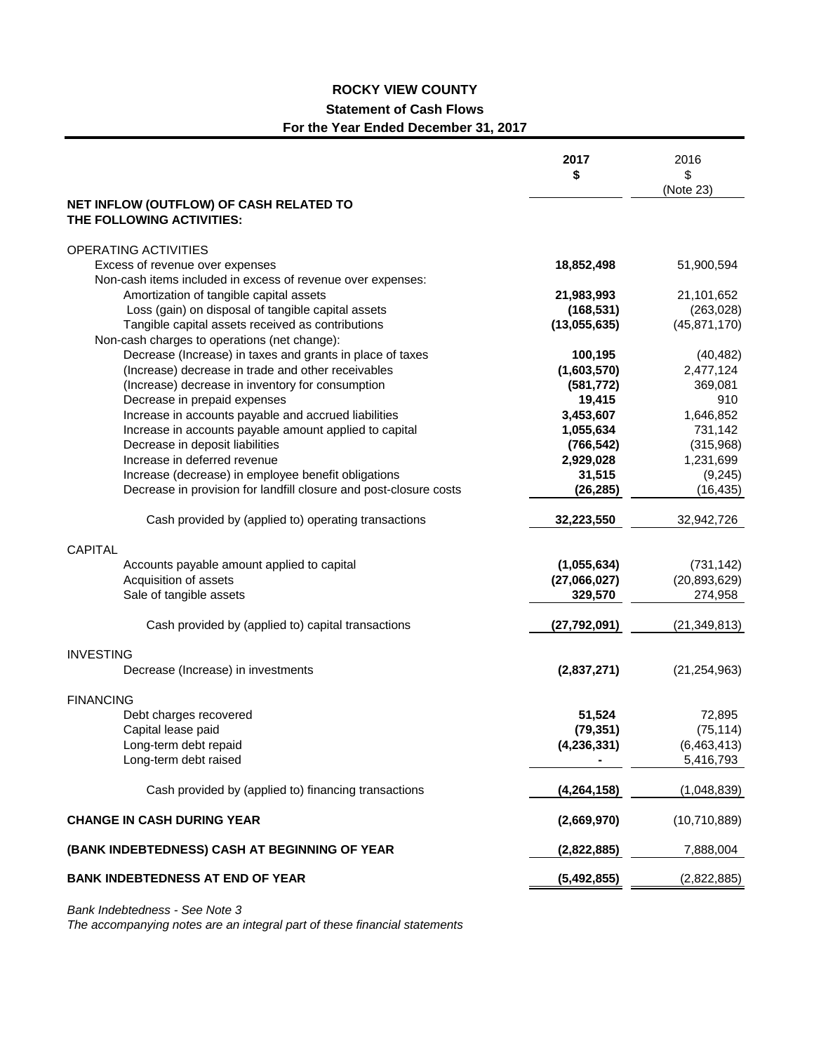# ROCKY VIEW COUNTY

## Statement of Cash Flows

### For the Year Ended December 31, 2017

| | 2017<br>$ | 2016<br>$<br>(Note 23) |
|---|---|---|
| **NET INFLOW (OUTFLOW) OF CASH RELATED TO THE FOLLOWING ACTIVITIES:** | | |
| OPERATING ACTIVITIES | | |
| Excess of revenue over expenses | **18,852,498** | 51,900,594 |
| Non-cash items included in excess of revenue over expenses: | | |
| Amortization of tangible capital assets | **21,983,993** | 21,101,652 |
| Loss (gain) on disposal of tangible capital assets | **(168,531)** | (263,028) |
| Tangible capital assets received as contributions | **(13,055,635)** | (45,871,170) |
| Non-cash charges to operations (net change): | | |
| Decrease (Increase) in taxes and grants in place of taxes | **100,195** | (40,482) |
| (Increase) decrease in trade and other receivables | **(1,603,570)** | 2,477,124 |
| (Increase) decrease in inventory for consumption | **(581,772)** | 369,081 |
| Decrease in prepaid expenses | **19,415** | 910 |
| Increase in accounts payable and accrued liabilities | **3,453,607** | 1,646,852 |
| Increase in accounts payable amount applied to capital | **1,055,634** | 731,142 |
| Decrease in deposit liabilities | **(766,542)** | (315,968) |
| Increase in deferred revenue | **2,929,028** | 1,231,699 |
| Increase (decrease) in employee benefit obligations | **31,515** | (9,245) |
| Decrease in provision for landfill closure and post-closure costs | **(26,285)** | (16,435) |
| Cash provided by (applied to) operating transactions | **32,223,550** | 32,942,726 |
| CAPITAL | | |
| Accounts payable amount applied to capital | **(1,055,634)** | (731,142) |
| Acquisition of assets | **(27,066,027)** | (20,893,629) |
| Sale of tangible assets | **329,570** | 274,958 |
| Cash provided by (applied to) capital transactions | **(27,792,091)** | (21,349,813) |
| INVESTING | | |
| Decrease (Increase) in investments | **(2,837,271)** | (21,254,963) |
| FINANCING | | |
| Debt charges recovered | **51,524** | 72,895 |
| Capital lease paid | **(79,351)** | (75,114) |
| Long-term debt repaid | **(4,236,331)** | (6,463,413) |
| Long-term debt raised | **-** | 5,416,793 |
| Cash provided by (applied to) financing transactions | **(4,264,158)** | (1,048,839) |
| **CHANGE IN CASH DURING YEAR** | **(2,669,970)** | (10,710,889) |
| **(BANK INDEBTEDNESS) CASH AT BEGINNING OF YEAR** | **(2,822,885)** | 7,888,004 |
| **BANK INDEBTEDNESS AT END OF YEAR** | **(5,492,855)** | (2,822,885) |

*Bank Indebtedness - See Note 3*

*The accompanying notes are an integral part of these financial statements*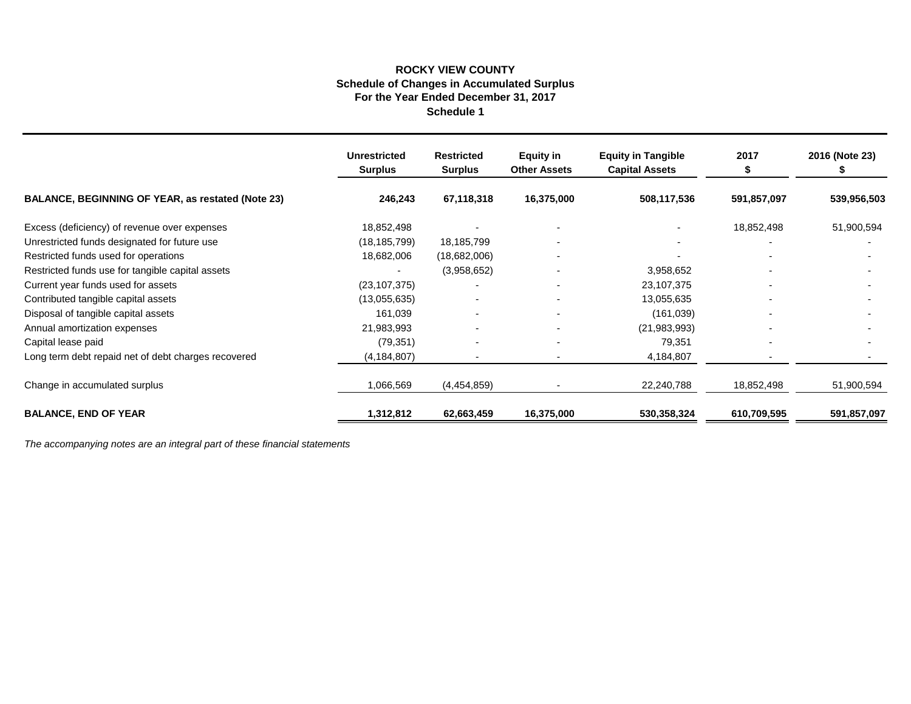# ROCKY VIEW COUNTY

## Schedule of Changes in Accumulated Surplus

### For the Year Ended December 31, 2017

### Schedule 1

| | Unrestricted Surplus | Restricted Surplus | Equity in Other Assets | Equity in Tangible Capital Assets | 2017 $ | 2016 (Note 23) $ |
|---|---|---|---|---|---|---|
| **BALANCE, BEGINNING OF YEAR, as restated (Note 23)** | **246,243** | **67,118,318** | **16,375,000** | **508,117,536** | **591,857,097** | **539,956,503** |
| Excess (deficiency) of revenue over expenses | 18,852,498 | - | - | - | 18,852,498 | 51,900,594 |
| Unrestricted funds designated for future use | (18,185,799) | 18,185,799 | - | - | - | - |
| Restricted funds used for operations | 18,682,006 | (18,682,006) | - | - | - | - |
| Restricted funds use for tangible capital assets | - | (3,958,652) | - | 3,958,652 | - | - |
| Current year funds used for assets | (23,107,375) | - | - | 23,107,375 | - | - |
| Contributed tangible capital assets | (13,055,635) | - | - | 13,055,635 | - | - |
| Disposal of tangible capital assets | 161,039 | - | - | (161,039) | - | - |
| Annual amortization expenses | 21,983,993 | - | - | (21,983,993) | - | - |
| Capital lease paid | (79,351) | - | - | 79,351 | - | - |
| Long term debt repaid net of debt charges recovered | (4,184,807) | - | - | 4,184,807 | - | - |
| Change in accumulated surplus | 1,066,569 | (4,454,859) | - | 22,240,788 | 18,852,498 | 51,900,594 |
| **BALANCE, END OF YEAR** | **1,312,812** | **62,663,459** | **16,375,000** | **530,358,324** | **610,709,595** | **591,857,097** |

*The accompanying notes are an integral part of these financial statements*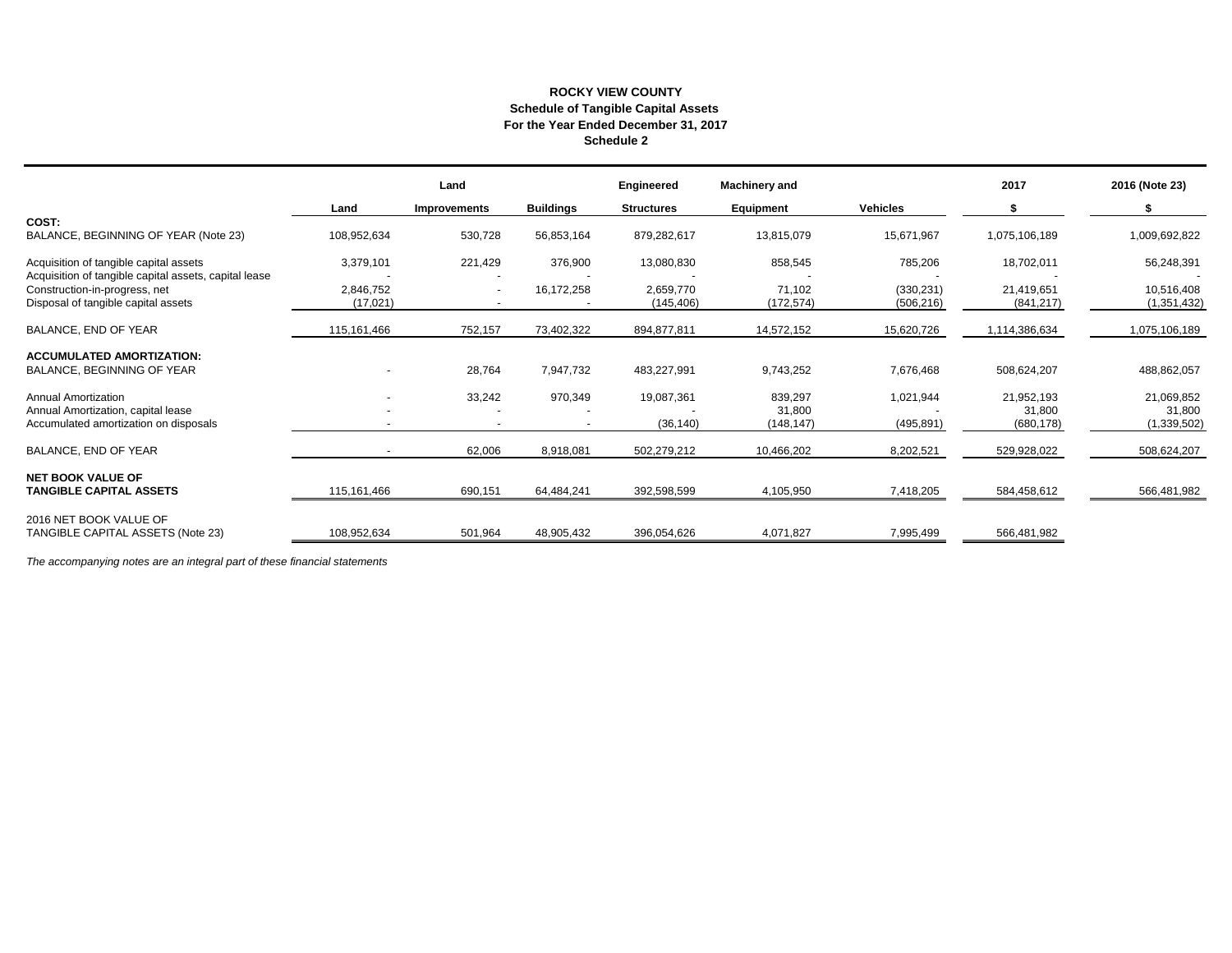**ROCKY VIEW COUNTY**
**Schedule of Tangible Capital Assets**
**For the Year Ended December 31, 2017**
**Schedule 2**

| | Land | Land Improvements | Buildings | Engineered Structures | Machinery and Equipment | Vehicles | 2017 $ | 2016 (Note 23) $ |
|---|---|---|---|---|---|---|---|---|
| **COST:** | | | | | | | | |
| BALANCE, BEGINNING OF YEAR (Note 23) | 108,952,634 | 530,728 | 56,853,164 | 879,282,617 | 13,815,079 | 15,671,967 | 1,075,106,189 | 1,009,692,822 |
| Acquisition of tangible capital assets | 3,379,101 | 221,429 | 376,900 | 13,080,830 | 858,545 | 785,206 | 18,702,011 | 56,248,391 |
| Acquisition of tangible capital assets, capital lease | - | - | - | - | - | - | - | - |
| Construction-in-progress, net | 2,846,752 | - | 16,172,258 | 2,659,770 | 71,102 | (330,231) | 21,419,651 | 10,516,408 |
| Disposal of tangible capital assets | (17,021) | - | - | (145,406) | (172,574) | (506,216) | (841,217) | (1,351,432) |
| BALANCE, END OF YEAR | 115,161,466 | 752,157 | 73,402,322 | 894,877,811 | 14,572,152 | 15,620,726 | 1,114,386,634 | 1,075,106,189 |
| **ACCUMULATED AMORTIZATION:** | | | | | | | | |
| BALANCE, BEGINNING OF YEAR | - | 28,764 | 7,947,732 | 483,227,991 | 9,743,252 | 7,676,468 | 508,624,207 | 488,862,057 |
| Annual Amortization | - | 33,242 | 970,349 | 19,087,361 | 839,297 | 1,021,944 | 21,952,193 | 21,069,852 |
| Annual Amortization, capital lease | - | - | - | - | 31,800 | - | 31,800 | 31,800 |
| Accumulated amortization on disposals | - | - | - | (36,140) | (148,147) | (495,891) | (680,178) | (1,339,502) |
| BALANCE, END OF YEAR | - | 62,006 | 8,918,081 | 502,279,212 | 10,466,202 | 8,202,521 | 529,928,022 | 508,624,207 |
| **NET BOOK VALUE OF TANGIBLE CAPITAL ASSETS** | 115,161,466 | 690,151 | 64,484,241 | 392,598,599 | 4,105,950 | 7,418,205 | 584,458,612 | 566,481,982 |
| 2016 NET BOOK VALUE OF TANGIBLE CAPITAL ASSETS (Note 23) | 108,952,634 | 501,964 | 48,905,432 | 396,054,626 | 4,071,827 | 7,995,499 | 566,481,982 | |

*The accompanying notes are an integral part of these financial statements*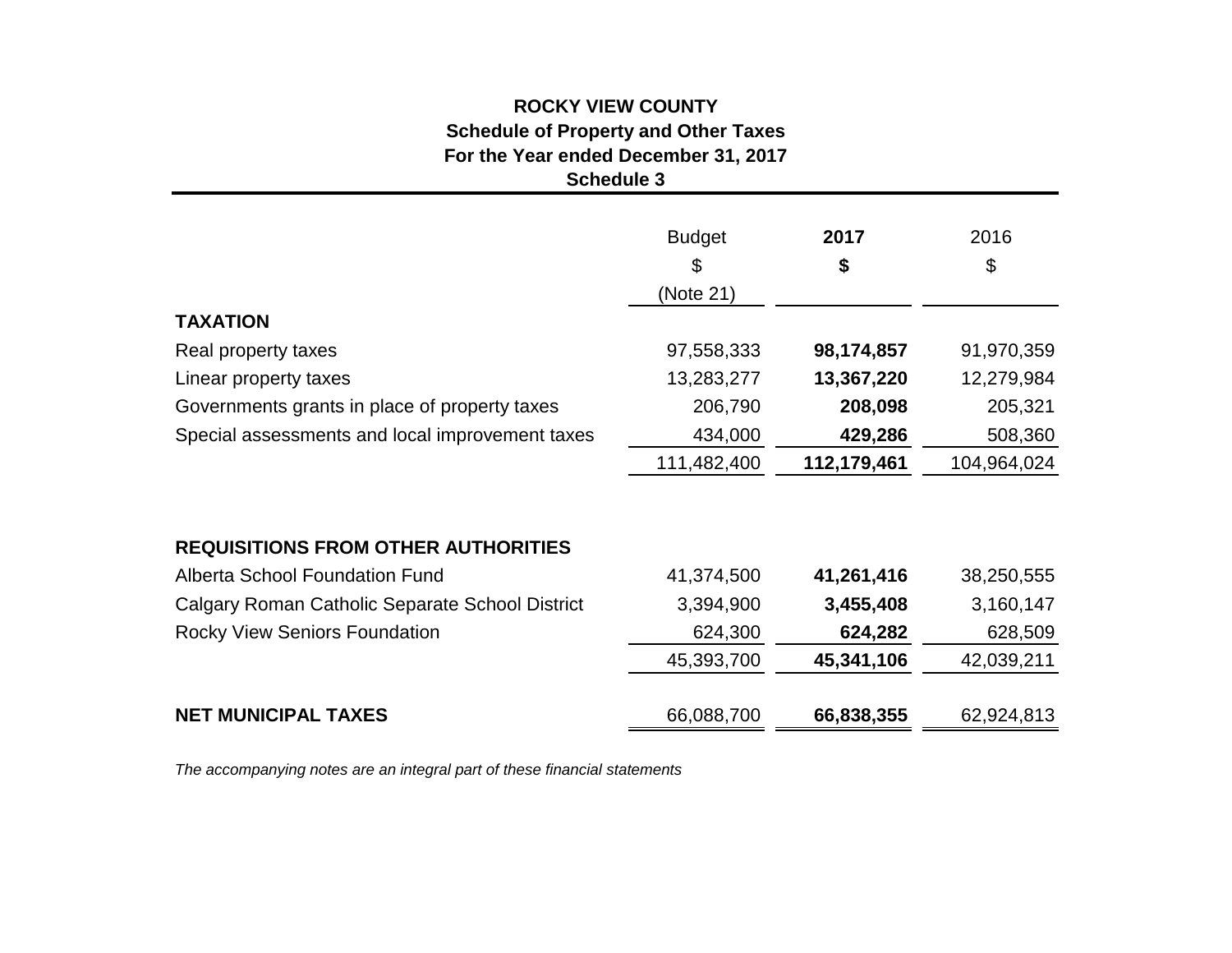**ROCKY VIEW COUNTY**
**Schedule of Property and Other Taxes**
**For the Year ended December 31, 2017**
**Schedule 3**

| | Budget<br>$<br>(Note 21) | **2017**<br>**$** | 2016<br>$ |
|---|---|---|---|
| **TAXATION** | | | |
| Real property taxes | 97,558,333 | **98,174,857** | 91,970,359 |
| Linear property taxes | 13,283,277 | **13,367,220** | 12,279,984 |
| Governments grants in place of property taxes | 206,790 | **208,098** | 205,321 |
| Special assessments and local improvement taxes | 434,000 | **429,286** | 508,360 |
| | 111,482,400 | **112,179,461** | 104,964,024 |
| **REQUISITIONS FROM OTHER AUTHORITIES** | | | |
| Alberta School Foundation Fund | 41,374,500 | **41,261,416** | 38,250,555 |
| Calgary Roman Catholic Separate School District | 3,394,900 | **3,455,408** | 3,160,147 |
| Rocky View Seniors Foundation | 624,300 | **624,282** | 628,509 |
| | 45,393,700 | **45,341,106** | 42,039,211 |
| **NET MUNICIPAL TAXES** | 66,088,700 | **66,838,355** | 62,924,813 |

*The accompanying notes are an integral part of these financial statements*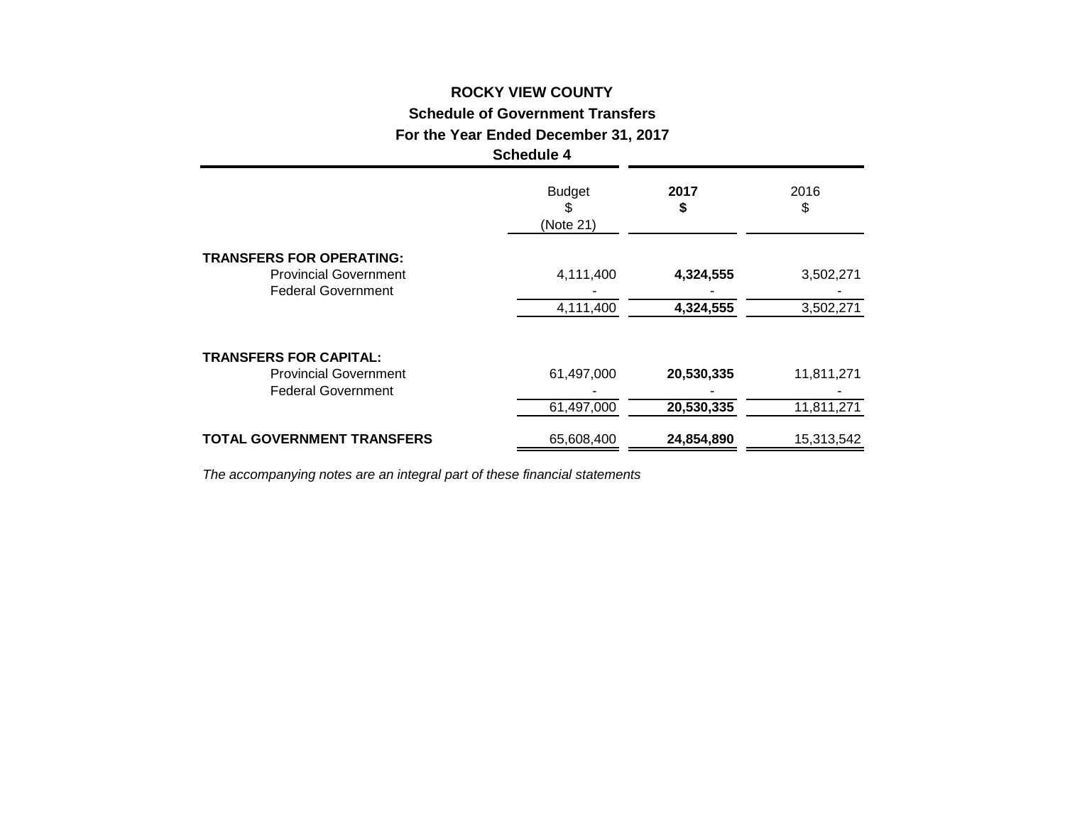# ROCKY VIEW COUNTY

## Schedule of Government Transfers

## For the Year Ended December 31, 2017

### Schedule 4

| | Budget<br>$<br>(Note 21) | **2017**<br>**$** | 2016<br>$ |
|---|---|---|---|
| **TRANSFERS FOR OPERATING:** | | | |
| Provincial Government | 4,111,400 | **4,324,555** | 3,502,271 |
| Federal Government | - | - | - |
| | 4,111,400 | **4,324,555** | 3,502,271 |
| **TRANSFERS FOR CAPITAL:** | | | |
| Provincial Government | 61,497,000 | **20,530,335** | 11,811,271 |
| Federal Government | - | - | - |
| | 61,497,000 | **20,530,335** | 11,811,271 |
| **TOTAL GOVERNMENT TRANSFERS** | 65,608,400 | **24,854,890** | 15,313,542 |

*The accompanying notes are an integral part of these financial statements*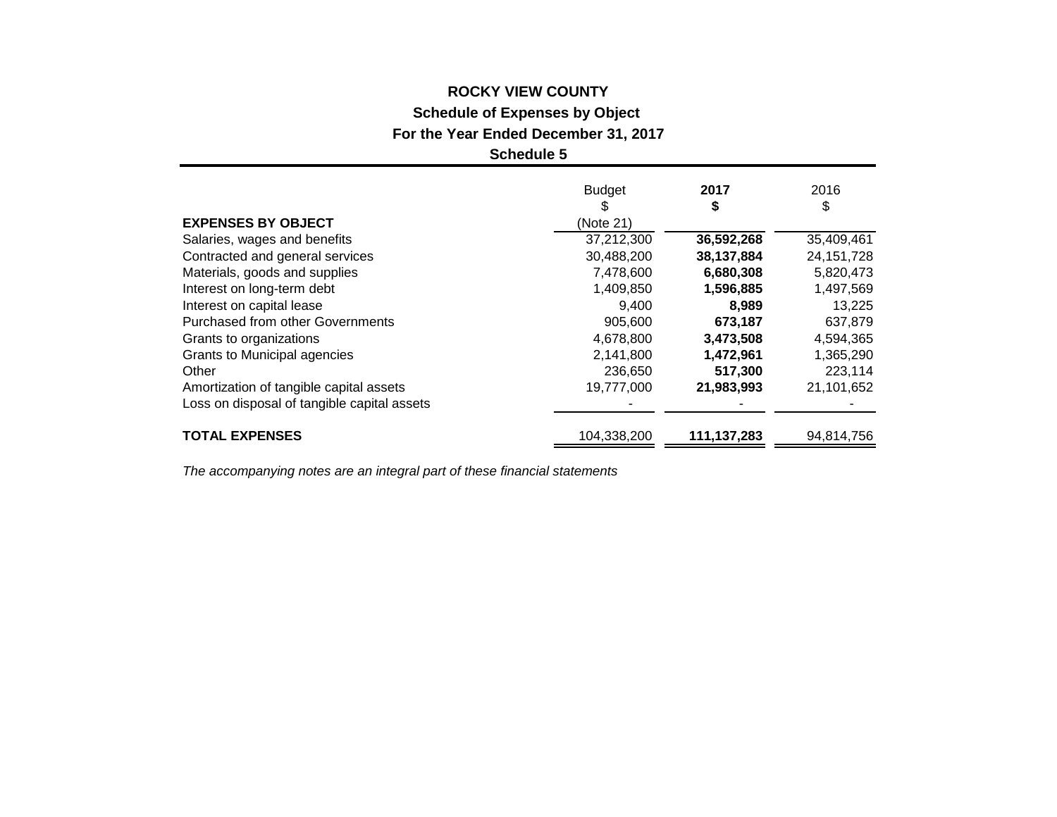# ROCKY VIEW COUNTY

## Schedule of Expenses by Object

## For the Year Ended December 31, 2017

## Schedule 5

| EXPENSES BY OBJECT | Budget $ (Note 21) | **2017 $** | 2016 $ |
|---|---|---|---|
| Salaries, wages and benefits | 37,212,300 | **36,592,268** | 35,409,461 |
| Contracted and general services | 30,488,200 | **38,137,884** | 24,151,728 |
| Materials, goods and supplies | 7,478,600 | **6,680,308** | 5,820,473 |
| Interest on long-term debt | 1,409,850 | **1,596,885** | 1,497,569 |
| Interest on capital lease | 9,400 | **8,989** | 13,225 |
| Purchased from other Governments | 905,600 | **673,187** | 637,879 |
| Grants to organizations | 4,678,800 | **3,473,508** | 4,594,365 |
| Grants to Municipal agencies | 2,141,800 | **1,472,961** | 1,365,290 |
| Other | 236,650 | **517,300** | 223,114 |
| Amortization of tangible capital assets | 19,777,000 | **21,983,993** | 21,101,652 |
| Loss on disposal of tangible capital assets | - | - | - |
| **TOTAL EXPENSES** | 104,338,200 | **111,137,283** | 94,814,756 |

*The accompanying notes are an integral part of these financial statements*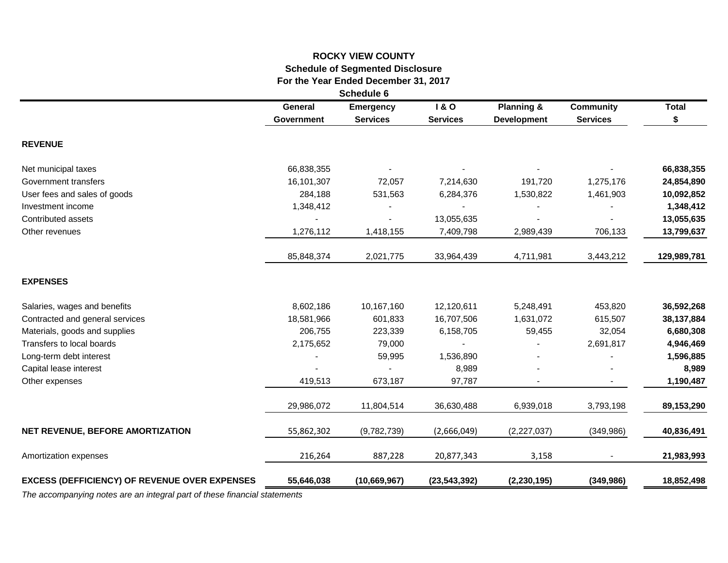**ROCKY VIEW COUNTY**
**Schedule of Segmented Disclosure**
**For the Year Ended December 31, 2017**
**Schedule 6**

| | General Government | Emergency Services | I & O Services | Planning & Development | Community Services | Total $ |
|---|---|---|---|---|---|---|
| **REVENUE** | | | | | | |
| Net municipal taxes | 66,838,355 | - | - | - | - | **66,838,355** |
| Government transfers | 16,101,307 | 72,057 | 7,214,630 | 191,720 | 1,275,176 | **24,854,890** |
| User fees and sales of goods | 284,188 | 531,563 | 6,284,376 | 1,530,822 | 1,461,903 | **10,092,852** |
| Investment income | 1,348,412 | - | - | - | - | **1,348,412** |
| Contributed assets | - | - | 13,055,635 | - | - | **13,055,635** |
| Other revenues | 1,276,112 | 1,418,155 | 7,409,798 | 2,989,439 | 706,133 | **13,799,637** |
| | 85,848,374 | 2,021,775 | 33,964,439 | 4,711,981 | 3,443,212 | **129,989,781** |
| **EXPENSES** | | | | | | |
| Salaries, wages and benefits | 8,602,186 | 10,167,160 | 12,120,611 | 5,248,491 | 453,820 | **36,592,268** |
| Contracted and general services | 18,581,966 | 601,833 | 16,707,506 | 1,631,072 | 615,507 | **38,137,884** |
| Materials, goods and supplies | 206,755 | 223,339 | 6,158,705 | 59,455 | 32,054 | **6,680,308** |
| Transfers to local boards | 2,175,652 | 79,000 | - | - | 2,691,817 | **4,946,469** |
| Long-term debt interest | - | 59,995 | 1,536,890 | - | - | **1,596,885** |
| Capital lease interest | - | - | 8,989 | - | - | **8,989** |
| Other expenses | 419,513 | 673,187 | 97,787 | - | - | **1,190,487** |
| | 29,986,072 | 11,804,514 | 36,630,488 | 6,939,018 | 3,793,198 | **89,153,290** |
| **NET REVENUE, BEFORE AMORTIZATION** | 55,862,302 | (9,782,739) | (2,666,049) | (2,227,037) | (349,986) | **40,836,491** |
| Amortization expenses | 216,264 | 887,228 | 20,877,343 | 3,158 | - | **21,983,993** |
| **EXCESS (DEFFICIENCY) OF REVENUE OVER EXPENSES** | **55,646,038** | **(10,669,967)** | **(23,543,392)** | **(2,230,195)** | **(349,986)** | **18,852,498** |

*The accompanying notes are an integral part of these financial statements*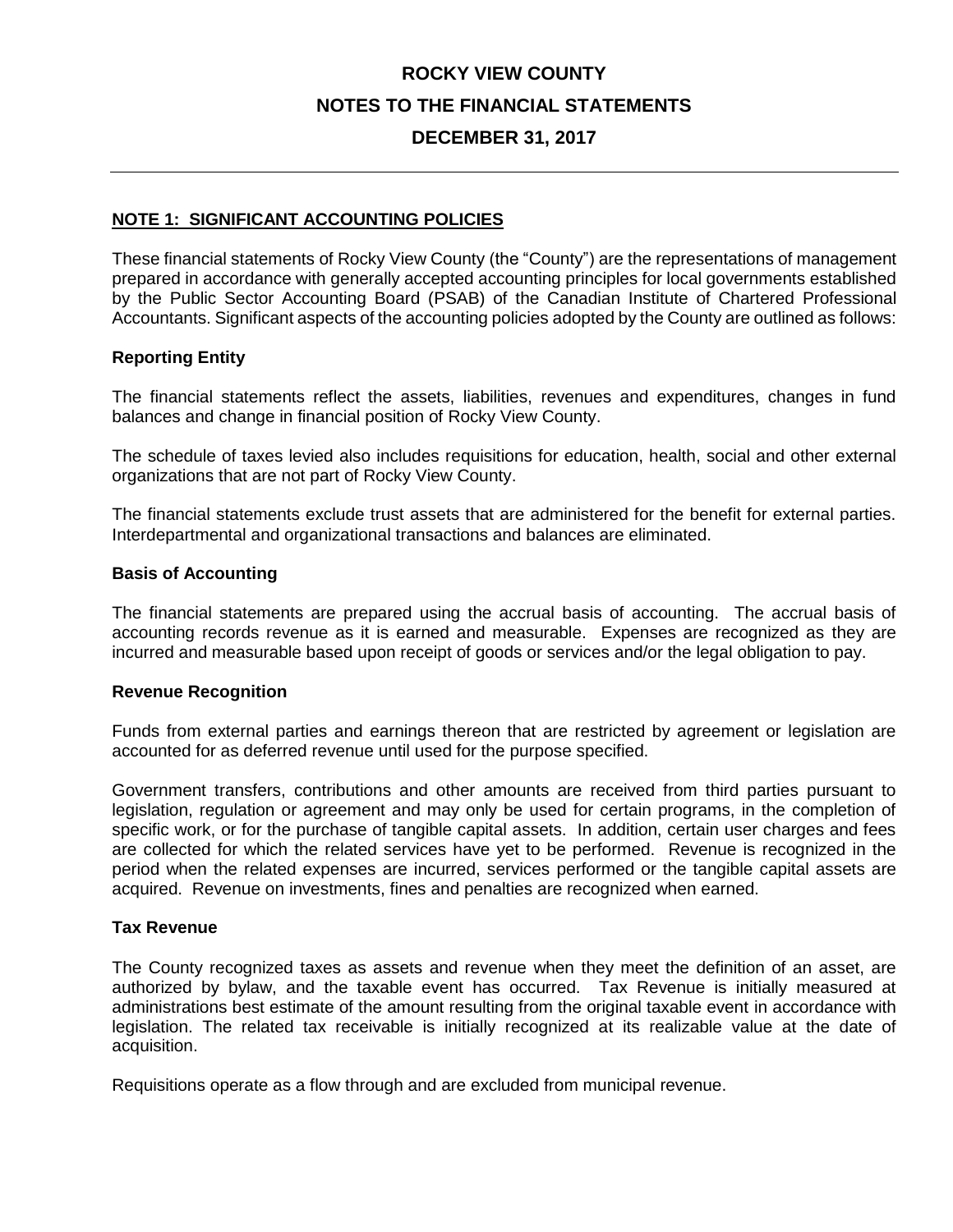# ROCKY VIEW COUNTY

# NOTES TO THE FINANCIAL STATEMENTS

# DECEMBER 31, 2017

## NOTE 1: SIGNIFICANT ACCOUNTING POLICIES

These financial statements of Rocky View County (the "County") are the representations of management prepared in accordance with generally accepted accounting principles for local governments established by the Public Sector Accounting Board (PSAB) of the Canadian Institute of Chartered Professional Accountants. Significant aspects of the accounting policies adopted by the County are outlined as follows:

### Reporting Entity

The financial statements reflect the assets, liabilities, revenues and expenditures, changes in fund balances and change in financial position of Rocky View County.

The schedule of taxes levied also includes requisitions for education, health, social and other external organizations that are not part of Rocky View County.

The financial statements exclude trust assets that are administered for the benefit for external parties. Interdepartmental and organizational transactions and balances are eliminated.

### Basis of Accounting

The financial statements are prepared using the accrual basis of accounting. The accrual basis of accounting records revenue as it is earned and measurable. Expenses are recognized as they are incurred and measurable based upon receipt of goods or services and/or the legal obligation to pay.

### Revenue Recognition

Funds from external parties and earnings thereon that are restricted by agreement or legislation are accounted for as deferred revenue until used for the purpose specified.

Government transfers, contributions and other amounts are received from third parties pursuant to legislation, regulation or agreement and may only be used for certain programs, in the completion of specific work, or for the purchase of tangible capital assets. In addition, certain user charges and fees are collected for which the related services have yet to be performed. Revenue is recognized in the period when the related expenses are incurred, services performed or the tangible capital assets are acquired. Revenue on investments, fines and penalties are recognized when earned.

### Tax Revenue

The County recognized taxes as assets and revenue when they meet the definition of an asset, are authorized by bylaw, and the taxable event has occurred. Tax Revenue is initially measured at administrations best estimate of the amount resulting from the original taxable event in accordance with legislation. The related tax receivable is initially recognized at its realizable value at the date of acquisition.

Requisitions operate as a flow through and are excluded from municipal revenue.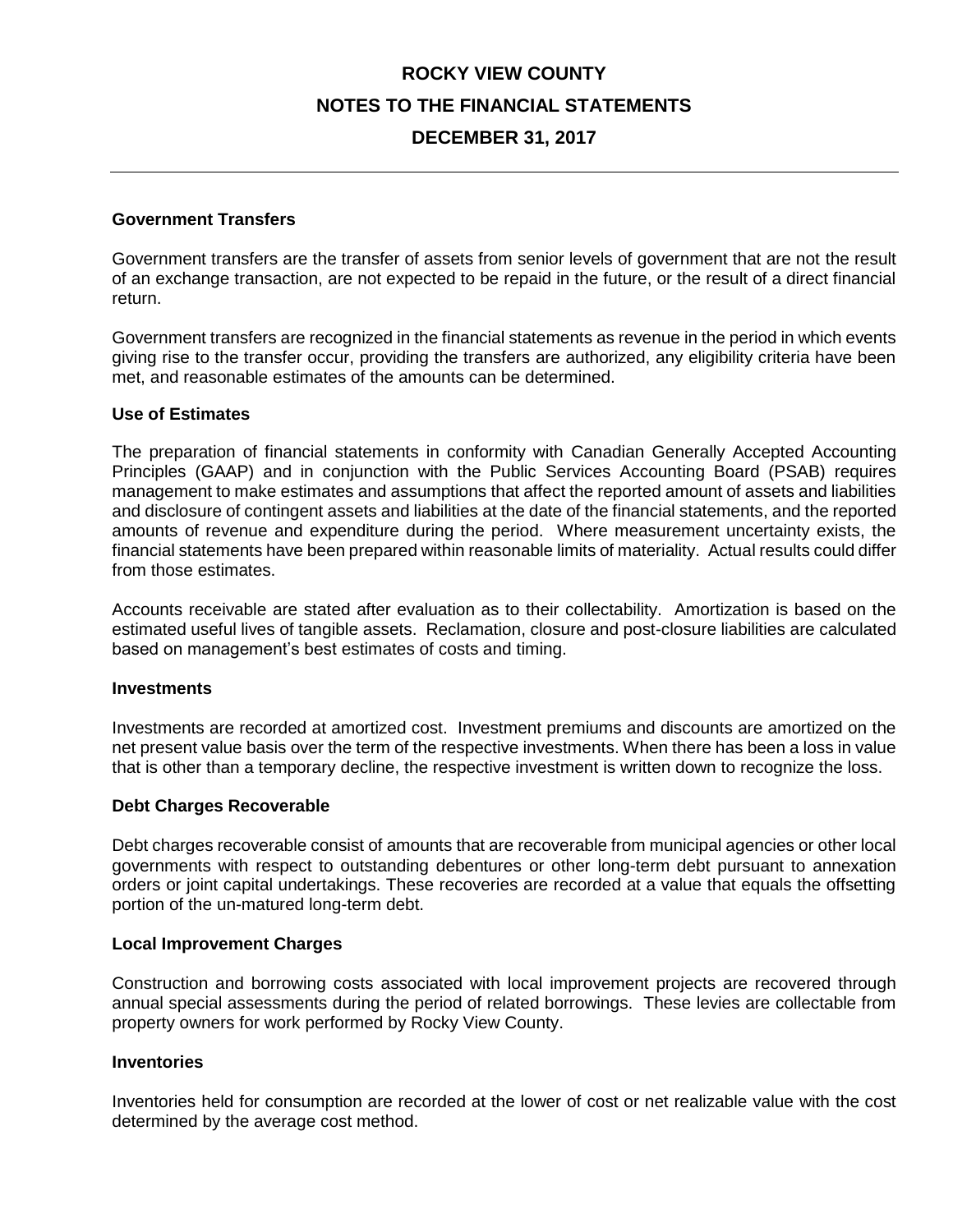## Government Transfers

Government transfers are the transfer of assets from senior levels of government that are not the result of an exchange transaction, are not expected to be repaid in the future, or the result of a direct financial return.

Government transfers are recognized in the financial statements as revenue in the period in which events giving rise to the transfer occur, providing the transfers are authorized, any eligibility criteria have been met, and reasonable estimates of the amounts can be determined.

## Use of Estimates

The preparation of financial statements in conformity with Canadian Generally Accepted Accounting Principles (GAAP) and in conjunction with the Public Services Accounting Board (PSAB) requires management to make estimates and assumptions that affect the reported amount of assets and liabilities and disclosure of contingent assets and liabilities at the date of the financial statements, and the reported amounts of revenue and expenditure during the period. Where measurement uncertainty exists, the financial statements have been prepared within reasonable limits of materiality. Actual results could differ from those estimates.

Accounts receivable are stated after evaluation as to their collectability. Amortization is based on the estimated useful lives of tangible assets. Reclamation, closure and post-closure liabilities are calculated based on management's best estimates of costs and timing.

## Investments

Investments are recorded at amortized cost. Investment premiums and discounts are amortized on the net present value basis over the term of the respective investments. When there has been a loss in value that is other than a temporary decline, the respective investment is written down to recognize the loss.

## Debt Charges Recoverable

Debt charges recoverable consist of amounts that are recoverable from municipal agencies or other local governments with respect to outstanding debentures or other long-term debt pursuant to annexation orders or joint capital undertakings. These recoveries are recorded at a value that equals the offsetting portion of the un-matured long-term debt.

## Local Improvement Charges

Construction and borrowing costs associated with local improvement projects are recovered through annual special assessments during the period of related borrowings. These levies are collectable from property owners for work performed by Rocky View County.

## Inventories

Inventories held for consumption are recorded at the lower of cost or net realizable value with the cost determined by the average cost method.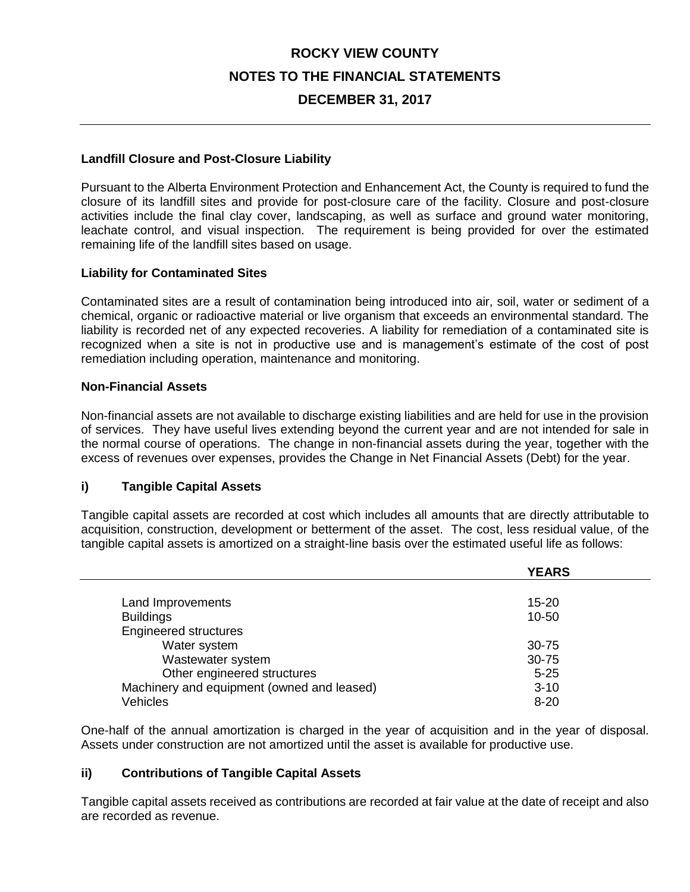**Landfill Closure and Post-Closure Liability**

Pursuant to the Alberta Environment Protection and Enhancement Act, the County is required to fund the closure of its landfill sites and provide for post-closure care of the facility. Closure and post-closure activities include the final clay cover, landscaping, as well as surface and ground water monitoring, leachate control, and visual inspection. The requirement is being provided for over the estimated remaining life of the landfill sites based on usage.

**Liability for Contaminated Sites**

Contaminated sites are a result of contamination being introduced into air, soil, water or sediment of a chemical, organic or radioactive material or live organism that exceeds an environmental standard. The liability is recorded net of any expected recoveries. A liability for remediation of a contaminated site is recognized when a site is not in productive use and is management's estimate of the cost of post remediation including operation, maintenance and monitoring.

**Non-Financial Assets**

Non-financial assets are not available to discharge existing liabilities and are held for use in the provision of services. They have useful lives extending beyond the current year and are not intended for sale in the normal course of operations. The change in non-financial assets during the year, together with the excess of revenues over expenses, provides the Change in Net Financial Assets (Debt) for the year.

**i) Tangible Capital Assets**

Tangible capital assets are recorded at cost which includes all amounts that are directly attributable to acquisition, construction, development or betterment of the asset. The cost, less residual value, of the tangible capital assets is amortized on a straight-line basis over the estimated useful life as follows:

| | **YEARS** |
|---|---|
| Land Improvements | 15-20 |
| Buildings | 10-50 |
| Engineered structures | |
| Water system | 30-75 |
| Wastewater system | 30-75 |
| Other engineered structures | 5-25 |
| Machinery and equipment (owned and leased) | 3-10 |
| Vehicles | 8-20 |

One-half of the annual amortization is charged in the year of acquisition and in the year of disposal. Assets under construction are not amortized until the asset is available for productive use.

**ii) Contributions of Tangible Capital Assets**

Tangible capital assets received as contributions are recorded at fair value at the date of receipt and also are recorded as revenue.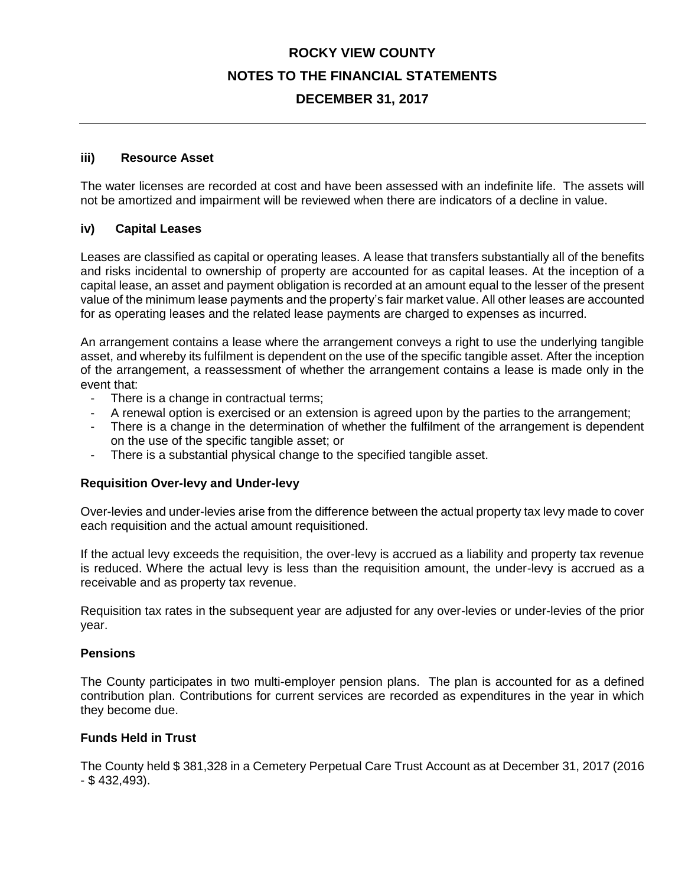### iii) Resource Asset

The water licenses are recorded at cost and have been assessed with an indefinite life. The assets will not be amortized and impairment will be reviewed when there are indicators of a decline in value.

### iv) Capital Leases

Leases are classified as capital or operating leases. A lease that transfers substantially all of the benefits and risks incidental to ownership of property are accounted for as capital leases. At the inception of a capital lease, an asset and payment obligation is recorded at an amount equal to the lesser of the present value of the minimum lease payments and the property's fair market value. All other leases are accounted for as operating leases and the related lease payments are charged to expenses as incurred.

An arrangement contains a lease where the arrangement conveys a right to use the underlying tangible asset, and whereby its fulfilment is dependent on the use of the specific tangible asset. After the inception of the arrangement, a reassessment of whether the arrangement contains a lease is made only in the event that:

- There is a change in contractual terms;
- A renewal option is exercised or an extension is agreed upon by the parties to the arrangement;
- There is a change in the determination of whether the fulfilment of the arrangement is dependent on the use of the specific tangible asset; or
- There is a substantial physical change to the specified tangible asset.

### Requisition Over-levy and Under-levy

Over-levies and under-levies arise from the difference between the actual property tax levy made to cover each requisition and the actual amount requisitioned.

If the actual levy exceeds the requisition, the over-levy is accrued as a liability and property tax revenue is reduced. Where the actual levy is less than the requisition amount, the under-levy is accrued as a receivable and as property tax revenue.

Requisition tax rates in the subsequent year are adjusted for any over-levies or under-levies of the prior year.

### Pensions

The County participates in two multi-employer pension plans. The plan is accounted for as a defined contribution plan. Contributions for current services are recorded as expenditures in the year in which they become due.

### Funds Held in Trust

The County held $ 381,328 in a Cemetery Perpetual Care Trust Account as at December 31, 2017 (2016 - $ 432,493).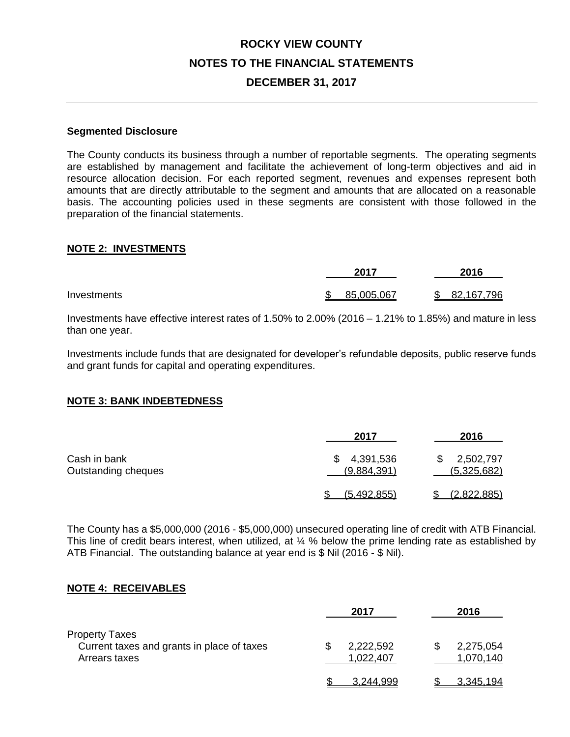# ROCKY VIEW COUNTY

## NOTES TO THE FINANCIAL STATEMENTS

## DECEMBER 31, 2017

**Segmented Disclosure**

The County conducts its business through a number of reportable segments. The operating segments are established by management and facilitate the achievement of long-term objectives and aid in resource allocation decision. For each reported segment, revenues and expenses represent both amounts that are directly attributable to the segment and amounts that are allocated on a reasonable basis. The accounting policies used in these segments are consistent with those followed in the preparation of the financial statements.

## NOTE 2: INVESTMENTS

| | 2017 | 2016 |
|---|---|---|
| Investments | $ 85,005,067 | $ 82,167,796 |

Investments have effective interest rates of 1.50% to 2.00% (2016 – 1.21% to 1.85%) and mature in less than one year.

Investments include funds that are designated for developer's refundable deposits, public reserve funds and grant funds for capital and operating expenditures.

## NOTE 3: BANK INDEBTEDNESS

| | 2017 | 2016 |
|---|---|---|
| Cash in bank | $ 4,391,536 | $ 2,502,797 |
| Outstanding cheques | (9,884,391) | (5,325,682) |
| | $ (5,492,855) | $ (2,822,885) |

The County has a $5,000,000 (2016 - $5,000,000) unsecured operating line of credit with ATB Financial. This line of credit bears interest, when utilized, at ¼ % below the prime lending rate as established by ATB Financial. The outstanding balance at year end is $ Nil (2016 - $ Nil).

## NOTE 4: RECEIVABLES

| | 2017 | 2016 |
|---|---|---|
| Property Taxes | | |
| Current taxes and grants in place of taxes | $ 2,222,592 | $ 2,275,054 |
| Arrears taxes | 1,022,407 | 1,070,140 |
| | $ 3,244,999 | $ 3,345,194 |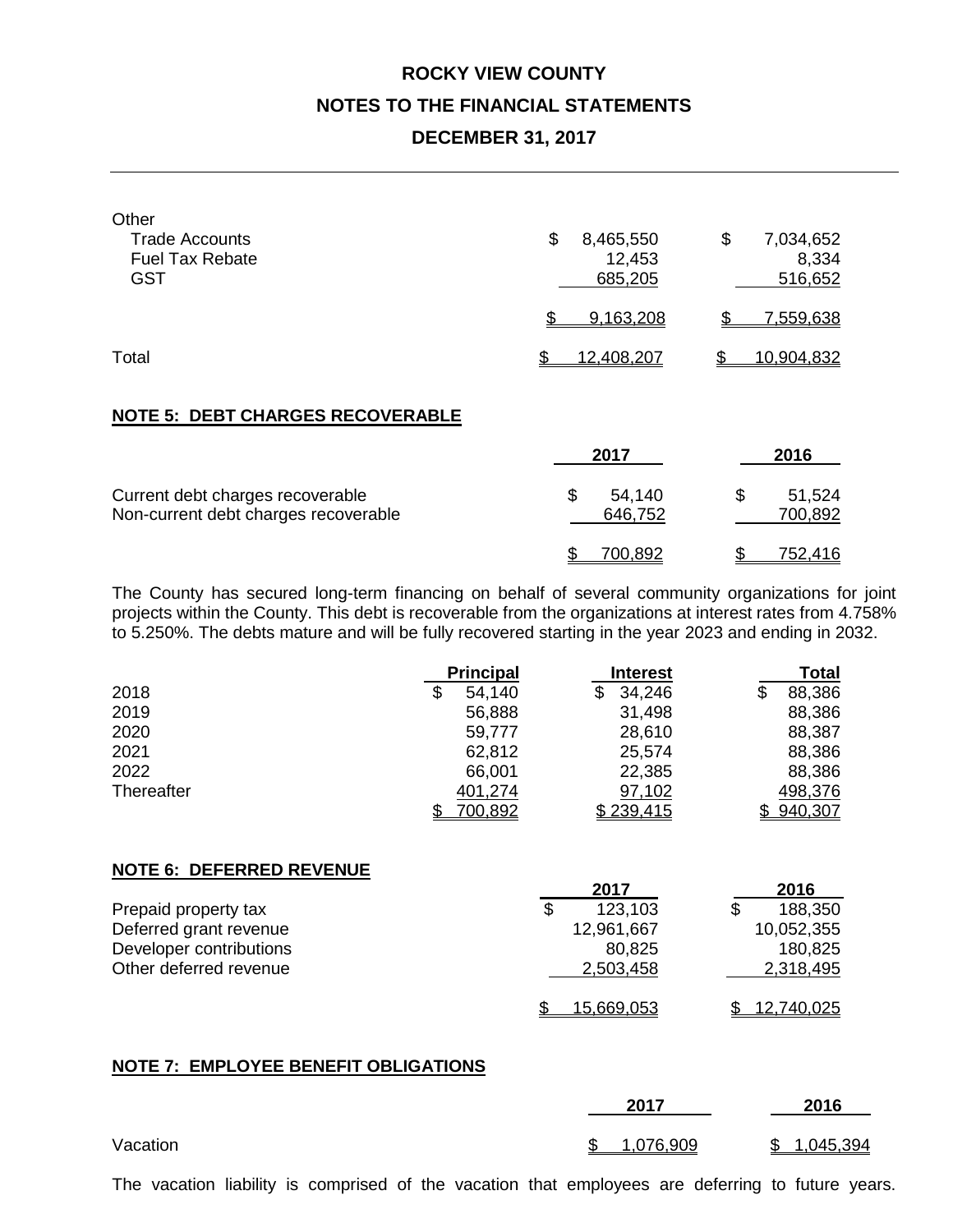| Other | 2017 | 2016 |
|---|---|---|
| Trade Accounts | $ 8,465,550 | $ 7,034,652 |
| Fuel Tax Rebate | 12,453 | 8,334 |
| GST | 685,205 | 516,652 |
| | $ 9,163,208 | $ 7,559,638 |
| Total | $ 12,408,207 | $ 10,904,832 |

## NOTE 5: DEBT CHARGES RECOVERABLE

| | 2017 | 2016 |
|---|---|---|
| Current debt charges recoverable | $ 54,140 | $ 51,524 |
| Non-current debt charges recoverable | 646,752 | 700,892 |
| | $ 700,892 | $ 752,416 |

The County has secured long-term financing on behalf of several community organizations for joint projects within the County. This debt is recoverable from the organizations at interest rates from 4.758% to 5.250%. The debts mature and will be fully recovered starting in the year 2023 and ending in 2032.

| | Principal | Interest | Total |
|---|---|---|---|
| 2018 | $ 54,140 | $ 34,246 | $ 88,386 |
| 2019 | 56,888 | 31,498 | 88,386 |
| 2020 | 59,777 | 28,610 | 88,387 |
| 2021 | 62,812 | 25,574 | 88,386 |
| 2022 | 66,001 | 22,385 | 88,386 |
| Thereafter | 401,274 | 97,102 | 498,376 |
| | $ 700,892 | $ 239,415 | $ 940,307 |

## NOTE 6: DEFERRED REVENUE

| | 2017 | 2016 |
|---|---|---|
| Prepaid property tax | $ 123,103 | $ 188,350 |
| Deferred grant revenue | 12,961,667 | 10,052,355 |
| Developer contributions | 80,825 | 180,825 |
| Other deferred revenue | 2,503,458 | 2,318,495 |
| | $ 15,669,053 | $ 12,740,025 |

## NOTE 7: EMPLOYEE BENEFIT OBLIGATIONS

| | 2017 | 2016 |
|---|---|---|
| Vacation | $ 1,076,909 | $ 1,045,394 |

The vacation liability is comprised of the vacation that employees are deferring to future years.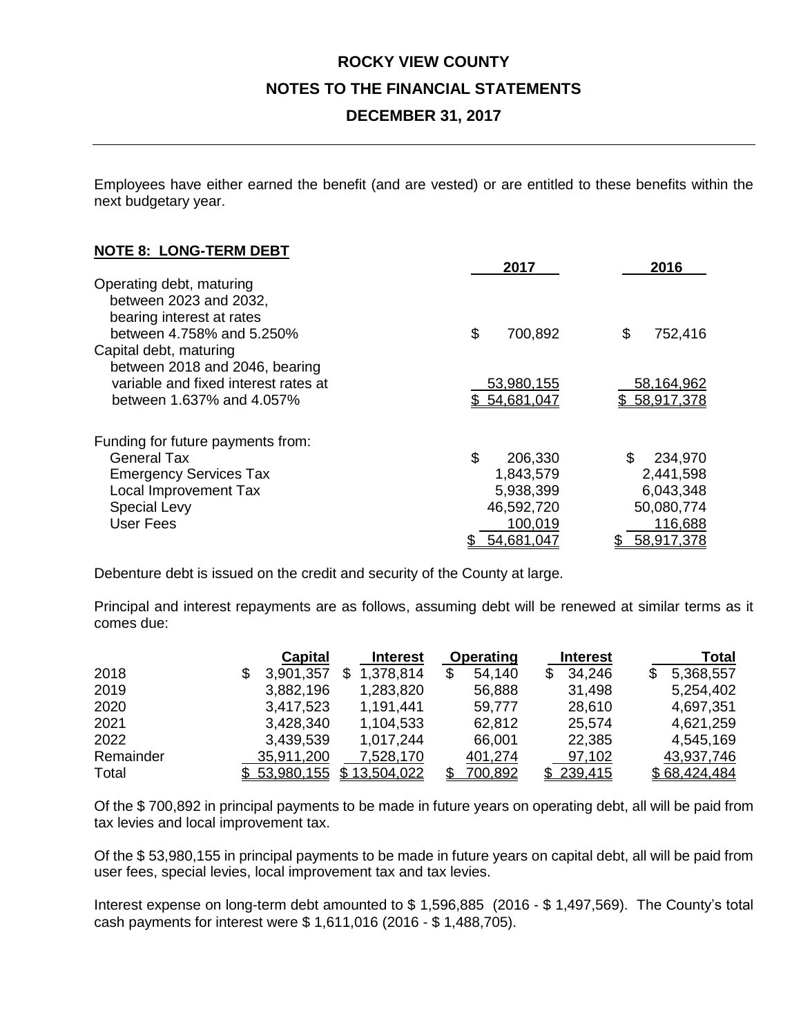# ROCKY VIEW COUNTY

## NOTES TO THE FINANCIAL STATEMENTS

## DECEMBER 31, 2017

Employees have either earned the benefit (and are vested) or are entitled to these benefits within the next budgetary year.

### NOTE 8: LONG-TERM DEBT

| | 2017 | 2016 |
|---|---|---|
| Operating debt, maturing between 2023 and 2032, bearing interest at rates between 4.758% and 5.250% | $ 700,892 | $ 752,416 |
| Capital debt, maturing between 2018 and 2046, bearing variable and fixed interest rates at between 1.637% and 4.057% | 53,980,155 | 58,164,962 |
| | $ 54,681,047 | $ 58,917,378 |

| Funding for future payments from: | 2017 | 2016 |
|---|---|---|
| General Tax | $ 206,330 | $ 234,970 |
| Emergency Services Tax | 1,843,579 | 2,441,598 |
| Local Improvement Tax | 5,938,399 | 6,043,348 |
| Special Levy | 46,592,720 | 50,080,774 |
| User Fees | 100,019 | 116,688 |
| | $ 54,681,047 | $ 58,917,378 |

Debenture debt is issued on the credit and security of the County at large.

Principal and interest repayments are as follows, assuming debt will be renewed at similar terms as it comes due:

| | Capital | Interest | Operating | Interest | Total |
|---|---|---|---|---|---|
| 2018 | $ 3,901,357 | $ 1,378,814 | $ 54,140 | $ 34,246 | $ 5,368,557 |
| 2019 | 3,882,196 | 1,283,820 | 56,888 | 31,498 | 5,254,402 |
| 2020 | 3,417,523 | 1,191,441 | 59,777 | 28,610 | 4,697,351 |
| 2021 | 3,428,340 | 1,104,533 | 62,812 | 25,574 | 4,621,259 |
| 2022 | 3,439,539 | 1,017,244 | 66,001 | 22,385 | 4,545,169 |
| Remainder | 35,911,200 | 7,528,170 | 401,274 | 97,102 | 43,937,746 |
| Total | $ 53,980,155 | $ 13,504,022 | $ 700,892 | $ 239,415 | $ 68,424,484 |

Of the $ 700,892 in principal payments to be made in future years on operating debt, all will be paid from tax levies and local improvement tax.

Of the $ 53,980,155 in principal payments to be made in future years on capital debt, all will be paid from user fees, special levies, local improvement tax and tax levies.

Interest expense on long-term debt amounted to $ 1,596,885 (2016 - $ 1,497,569). The County's total cash payments for interest were $ 1,611,016 (2016 - $ 1,488,705).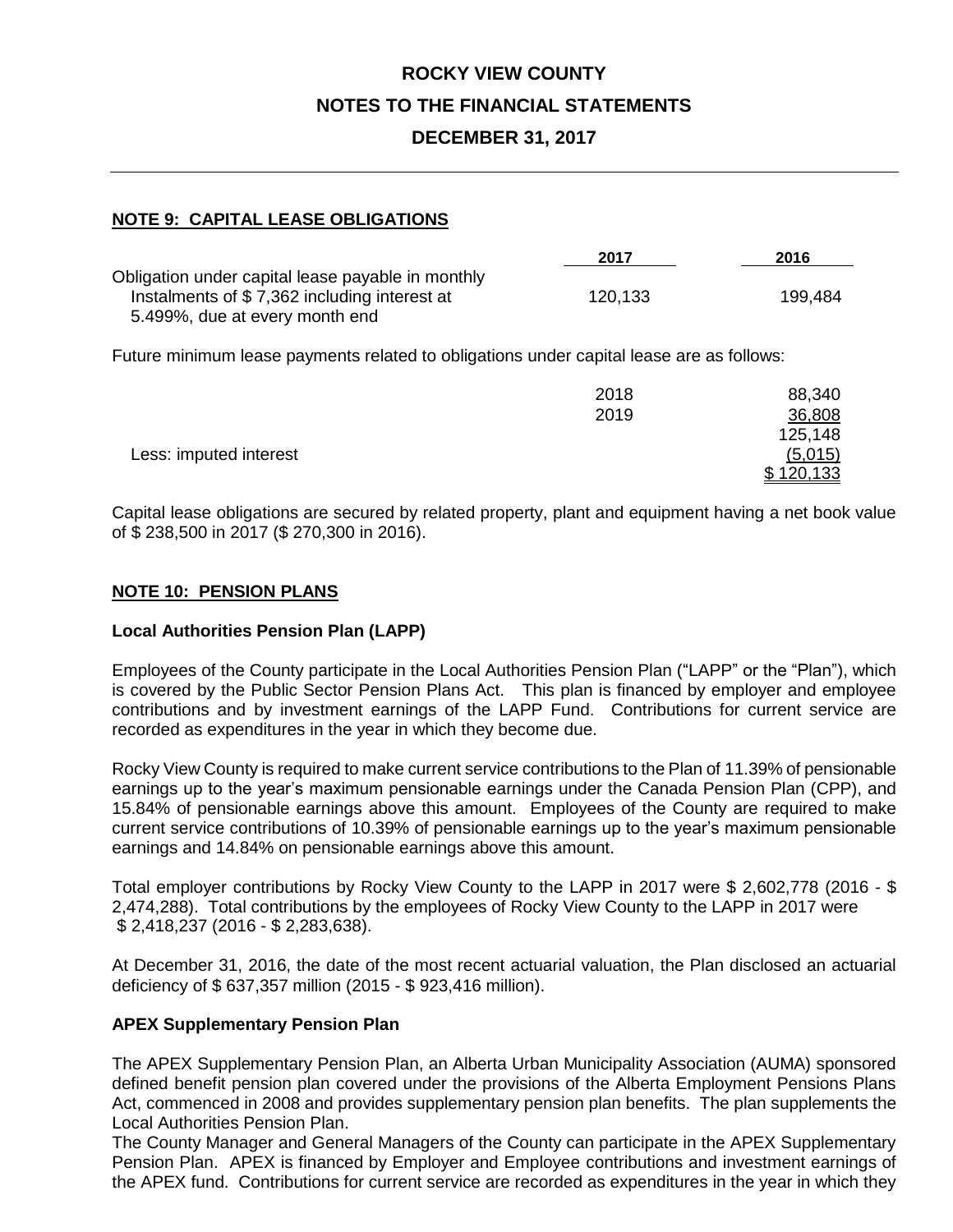# ROCKY VIEW COUNTY

## NOTES TO THE FINANCIAL STATEMENTS

## DECEMBER 31, 2017

### NOTE 9: CAPITAL LEASE OBLIGATIONS

| | 2017 | 2016 |
|---|---|---|
| Obligation under capital lease payable in monthly Instalments of $ 7,362 including interest at 5.499%, due at every month end | 120,133 | 199,484 |

Future minimum lease payments related to obligations under capital lease are as follows:

| | | |
|---|---|---|
| | 2018 | 88,340 |
| | 2019 | 36,808 |
| | | 125,148 |
| Less: imputed interest | | (5,015) |
| | | $ 120,133 |

Capital lease obligations are secured by related property, plant and equipment having a net book value of $ 238,500 in 2017 ($ 270,300 in 2016).

### NOTE 10: PENSION PLANS

**Local Authorities Pension Plan (LAPP)**

Employees of the County participate in the Local Authorities Pension Plan ("LAPP" or the "Plan"), which is covered by the Public Sector Pension Plans Act. This plan is financed by employer and employee contributions and by investment earnings of the LAPP Fund. Contributions for current service are recorded as expenditures in the year in which they become due.

Rocky View County is required to make current service contributions to the Plan of 11.39% of pensionable earnings up to the year's maximum pensionable earnings under the Canada Pension Plan (CPP), and 15.84% of pensionable earnings above this amount. Employees of the County are required to make current service contributions of 10.39% of pensionable earnings up to the year's maximum pensionable earnings and 14.84% on pensionable earnings above this amount.

Total employer contributions by Rocky View County to the LAPP in 2017 were $ 2,602,778 (2016 - $ 2,474,288). Total contributions by the employees of Rocky View County to the LAPP in 2017 were $ 2,418,237 (2016 - $ 2,283,638).

At December 31, 2016, the date of the most recent actuarial valuation, the Plan disclosed an actuarial deficiency of $ 637,357 million (2015 - $ 923,416 million).

**APEX Supplementary Pension Plan**

The APEX Supplementary Pension Plan, an Alberta Urban Municipality Association (AUMA) sponsored defined benefit pension plan covered under the provisions of the Alberta Employment Pensions Plans Act, commenced in 2008 and provides supplementary pension plan benefits. The plan supplements the Local Authorities Pension Plan.

The County Manager and General Managers of the County can participate in the APEX Supplementary Pension Plan. APEX is financed by Employer and Employee contributions and investment earnings of the APEX fund. Contributions for current service are recorded as expenditures in the year in which they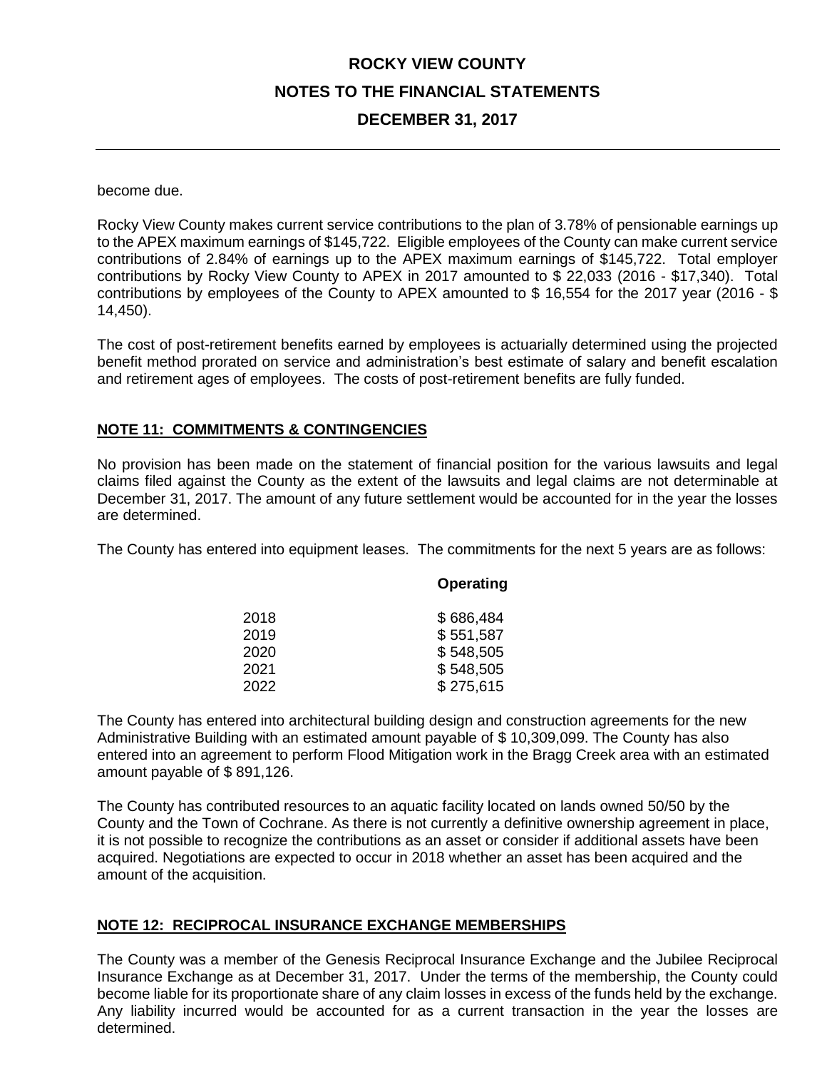become due.

Rocky View County makes current service contributions to the plan of 3.78% of pensionable earnings up to the APEX maximum earnings of $145,722. Eligible employees of the County can make current service contributions of 2.84% of earnings up to the APEX maximum earnings of $145,722. Total employer contributions by Rocky View County to APEX in 2017 amounted to $ 22,033 (2016 - $17,340). Total contributions by employees of the County to APEX amounted to $ 16,554 for the 2017 year (2016 - $ 14,450).

The cost of post-retirement benefits earned by employees is actuarially determined using the projected benefit method prorated on service and administration's best estimate of salary and benefit escalation and retirement ages of employees. The costs of post-retirement benefits are fully funded.

## NOTE 11: COMMITMENTS & CONTINGENCIES

No provision has been made on the statement of financial position for the various lawsuits and legal claims filed against the County as the extent of the lawsuits and legal claims are not determinable at December 31, 2017. The amount of any future settlement would be accounted for in the year the losses are determined.

The County has entered into equipment leases. The commitments for the next 5 years are as follows:

| | Operating |
|---|---|
| 2018 | $ 686,484 |
| 2019 | $ 551,587 |
| 2020 | $ 548,505 |
| 2021 | $ 548,505 |
| 2022 | $ 275,615 |

The County has entered into architectural building design and construction agreements for the new Administrative Building with an estimated amount payable of $ 10,309,099. The County has also entered into an agreement to perform Flood Mitigation work in the Bragg Creek area with an estimated amount payable of $ 891,126.

The County has contributed resources to an aquatic facility located on lands owned 50/50 by the County and the Town of Cochrane. As there is not currently a definitive ownership agreement in place, it is not possible to recognize the contributions as an asset or consider if additional assets have been acquired. Negotiations are expected to occur in 2018 whether an asset has been acquired and the amount of the acquisition.

## NOTE 12: RECIPROCAL INSURANCE EXCHANGE MEMBERSHIPS

The County was a member of the Genesis Reciprocal Insurance Exchange and the Jubilee Reciprocal Insurance Exchange as at December 31, 2017. Under the terms of the membership, the County could become liable for its proportionate share of any claim losses in excess of the funds held by the exchange. Any liability incurred would be accounted for as a current transaction in the year the losses are determined.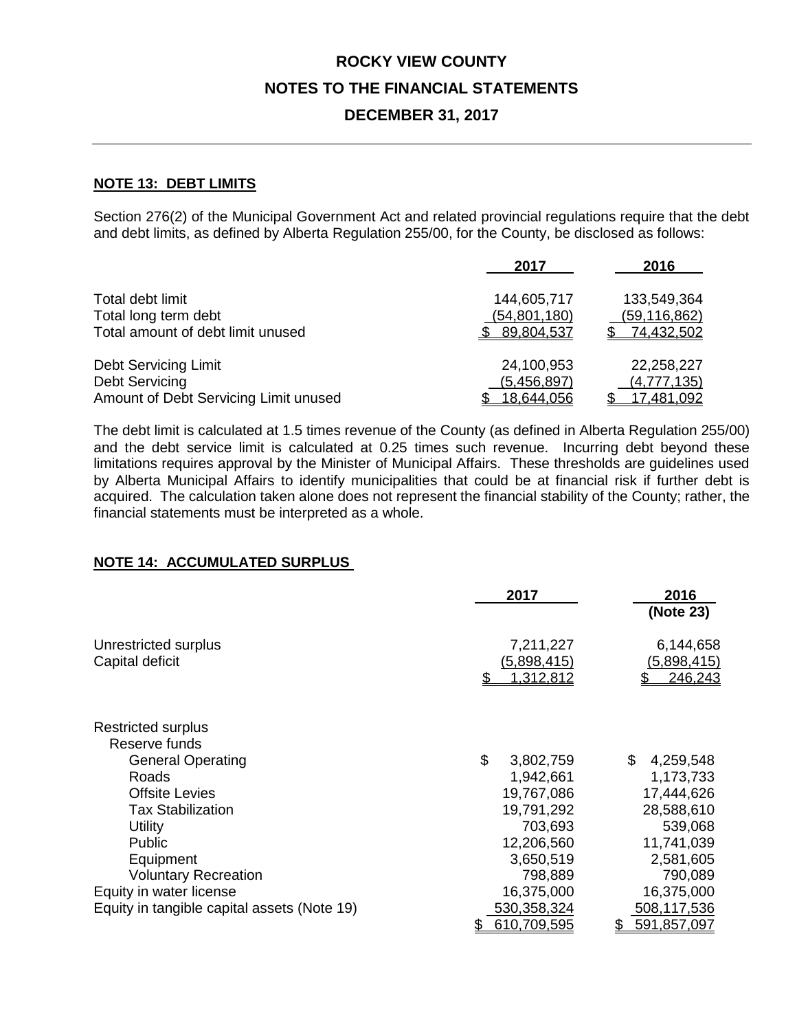# ROCKY VIEW COUNTY
## NOTES TO THE FINANCIAL STATEMENTS
## DECEMBER 31, 2017

### NOTE 13: DEBT LIMITS

Section 276(2) of the Municipal Government Act and related provincial regulations require that the debt and debt limits, as defined by Alberta Regulation 255/00, for the County, be disclosed as follows:

| | 2017 | 2016 |
|---|---|---|
| Total debt limit | 144,605,717 | 133,549,364 |
| Total long term debt | (54,801,180) | (59,116,862) |
| Total amount of debt limit unused | $ 89,804,537 | $ 74,432,502 |
| | | |
| Debt Servicing Limit | 24,100,953 | 22,258,227 |
| Debt Servicing | (5,456,897) | (4,777,135) |
| Amount of Debt Servicing Limit unused | $ 18,644,056 | $ 17,481,092 |

The debt limit is calculated at 1.5 times revenue of the County (as defined in Alberta Regulation 255/00) and the debt service limit is calculated at 0.25 times such revenue. Incurring debt beyond these limitations requires approval by the Minister of Municipal Affairs. These thresholds are guidelines used by Alberta Municipal Affairs to identify municipalities that could be at financial risk if further debt is acquired. The calculation taken alone does not represent the financial stability of the County; rather, the financial statements must be interpreted as a whole.

### NOTE 14: ACCUMULATED SURPLUS

| | 2017 | 2016 (Note 23) |
|---|---|---|
| Unrestricted surplus | 7,211,227 | 6,144,658 |
| Capital deficit | (5,898,415) | (5,898,415) |
| | $ 1,312,812 | $ 246,243 |
| | | |
| Restricted surplus | | |
| Reserve funds | | |
| General Operating | $ 3,802,759 | $ 4,259,548 |
| Roads | 1,942,661 | 1,173,733 |
| Offsite Levies | 19,767,086 | 17,444,626 |
| Tax Stabilization | 19,791,292 | 28,588,610 |
| Utility | 703,693 | 539,068 |
| Public | 12,206,560 | 11,741,039 |
| Equipment | 3,650,519 | 2,581,605 |
| Voluntary Recreation | 798,889 | 790,089 |
| Equity in water license | 16,375,000 | 16,375,000 |
| Equity in tangible capital assets (Note 19) | 530,358,324 | 508,117,536 |
| | $ 610,709,595 | $ 591,857,097 |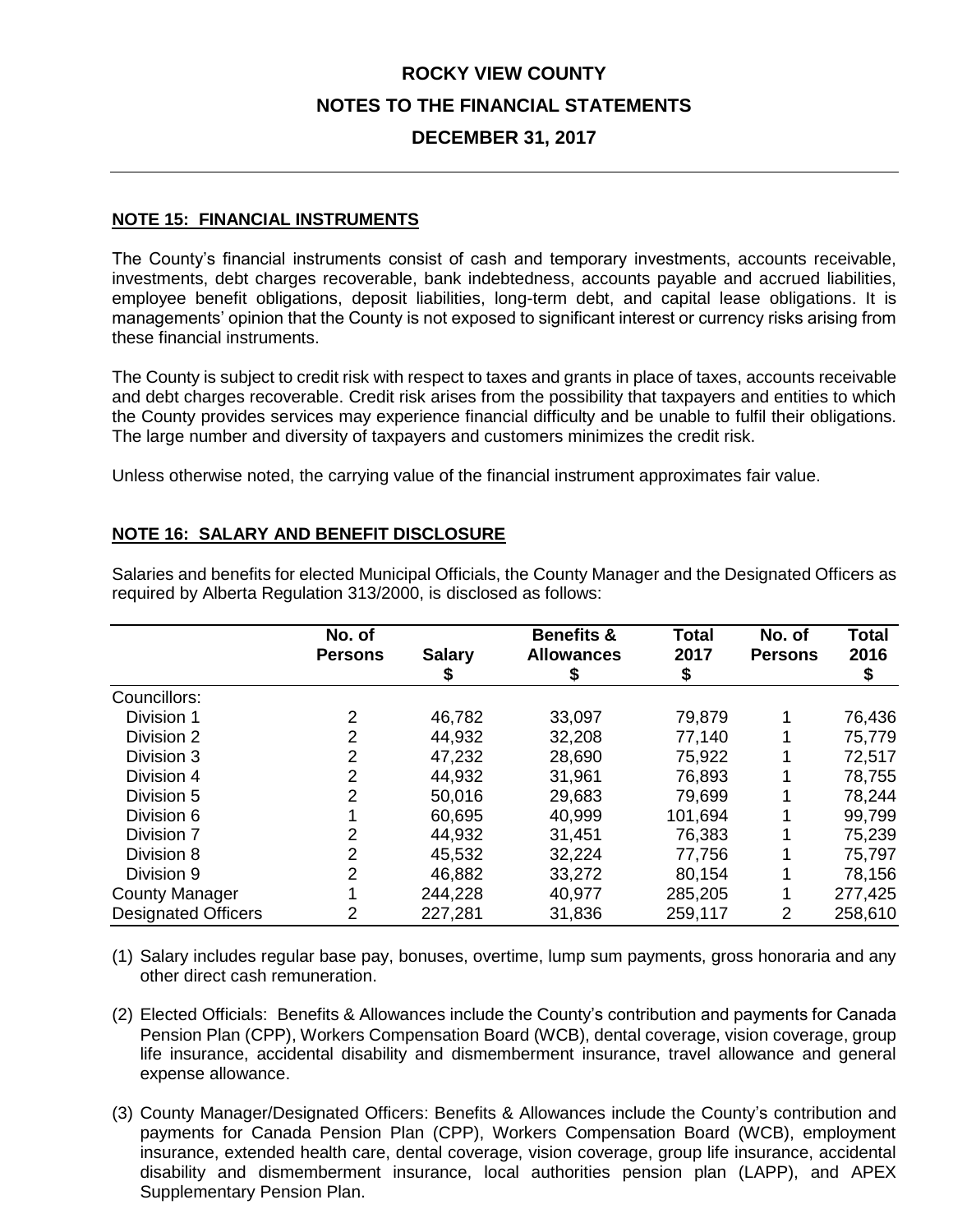# ROCKY VIEW COUNTY

## NOTES TO THE FINANCIAL STATEMENTS

## DECEMBER 31, 2017

### NOTE 15: FINANCIAL INSTRUMENTS

The County's financial instruments consist of cash and temporary investments, accounts receivable, investments, debt charges recoverable, bank indebtedness, accounts payable and accrued liabilities, employee benefit obligations, deposit liabilities, long-term debt, and capital lease obligations. It is managements' opinion that the County is not exposed to significant interest or currency risks arising from these financial instruments.

The County is subject to credit risk with respect to taxes and grants in place of taxes, accounts receivable and debt charges recoverable. Credit risk arises from the possibility that taxpayers and entities to which the County provides services may experience financial difficulty and be unable to fulfil their obligations. The large number and diversity of taxpayers and customers minimizes the credit risk.

Unless otherwise noted, the carrying value of the financial instrument approximates fair value.

### NOTE 16: SALARY AND BENEFIT DISCLOSURE

Salaries and benefits for elected Municipal Officials, the County Manager and the Designated Officers as required by Alberta Regulation 313/2000, is disclosed as follows:

| | No. of Persons | Salary $ | Benefits & Allowances $ | Total 2017 $ | No. of Persons | Total 2016 $ |
|---|---|---|---|---|---|---|
| Councillors: | | | | | | |
| Division 1 | 2 | 46,782 | 33,097 | 79,879 | 1 | 76,436 |
| Division 2 | 2 | 44,932 | 32,208 | 77,140 | 1 | 75,779 |
| Division 3 | 2 | 47,232 | 28,690 | 75,922 | 1 | 72,517 |
| Division 4 | 2 | 44,932 | 31,961 | 76,893 | 1 | 78,755 |
| Division 5 | 2 | 50,016 | 29,683 | 79,699 | 1 | 78,244 |
| Division 6 | 1 | 60,695 | 40,999 | 101,694 | 1 | 99,799 |
| Division 7 | 2 | 44,932 | 31,451 | 76,383 | 1 | 75,239 |
| Division 8 | 2 | 45,532 | 32,224 | 77,756 | 1 | 75,797 |
| Division 9 | 2 | 46,882 | 33,272 | 80,154 | 1 | 78,156 |
| County Manager | 1 | 244,228 | 40,977 | 285,205 | 1 | 277,425 |
| Designated Officers | 2 | 227,281 | 31,836 | 259,117 | 2 | 258,610 |

(1) Salary includes regular base pay, bonuses, overtime, lump sum payments, gross honoraria and any other direct cash remuneration.

(2) Elected Officials: Benefits & Allowances include the County's contribution and payments for Canada Pension Plan (CPP), Workers Compensation Board (WCB), dental coverage, vision coverage, group life insurance, accidental disability and dismemberment insurance, travel allowance and general expense allowance.

(3) County Manager/Designated Officers: Benefits & Allowances include the County's contribution and payments for Canada Pension Plan (CPP), Workers Compensation Board (WCB), employment insurance, extended health care, dental coverage, vision coverage, group life insurance, accidental disability and dismemberment insurance, local authorities pension plan (LAPP), and APEX Supplementary Pension Plan.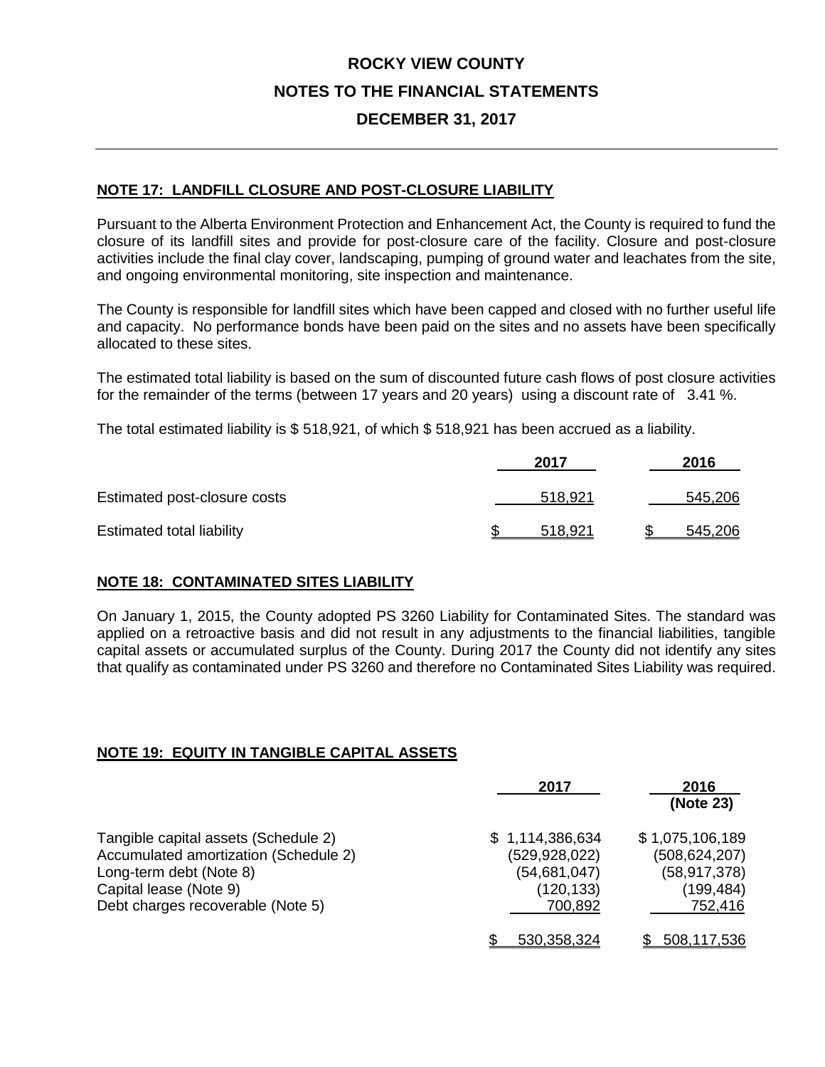# ROCKY VIEW COUNTY

## NOTES TO THE FINANCIAL STATEMENTS

## DECEMBER 31, 2017

### NOTE 17: LANDFILL CLOSURE AND POST-CLOSURE LIABILITY

Pursuant to the Alberta Environment Protection and Enhancement Act, the County is required to fund the closure of its landfill sites and provide for post-closure care of the facility. Closure and post-closure activities include the final clay cover, landscaping, pumping of ground water and leachates from the site, and ongoing environmental monitoring, site inspection and maintenance.

The County is responsible for landfill sites which have been capped and closed with no further useful life and capacity. No performance bonds have been paid on the sites and no assets have been specifically allocated to these sites.

The estimated total liability is based on the sum of discounted future cash flows of post closure activities for the remainder of the terms (between 17 years and 20 years) using a discount rate of 3.41 %.

The total estimated liability is $ 518,921, of which $ 518,921 has been accrued as a liability.

| | 2017 | 2016 |
|---|---|---|
| Estimated post-closure costs | 518,921 | 545,206 |
| Estimated total liability | $ 518,921 | $ 545,206 |

### NOTE 18: CONTAMINATED SITES LIABILITY

On January 1, 2015, the County adopted PS 3260 Liability for Contaminated Sites. The standard was applied on a retroactive basis and did not result in any adjustments to the financial liabilities, tangible capital assets or accumulated surplus of the County. During 2017 the County did not identify any sites that qualify as contaminated under PS 3260 and therefore no Contaminated Sites Liability was required.

### NOTE 19: EQUITY IN TANGIBLE CAPITAL ASSETS

| | 2017 | 2016 (Note 23) |
|---|---|---|
| Tangible capital assets (Schedule 2) | $ 1,114,386,634 | $ 1,075,106,189 |
| Accumulated amortization (Schedule 2) | (529,928,022) | (508,624,207) |
| Long-term debt (Note 8) | (54,681,047) | (58,917,378) |
| Capital lease (Note 9) | (120,133) | (199,484) |
| Debt charges recoverable (Note 5) | 700,892 | 752,416 |
| | $ 530,358,324 | $ 508,117,536 |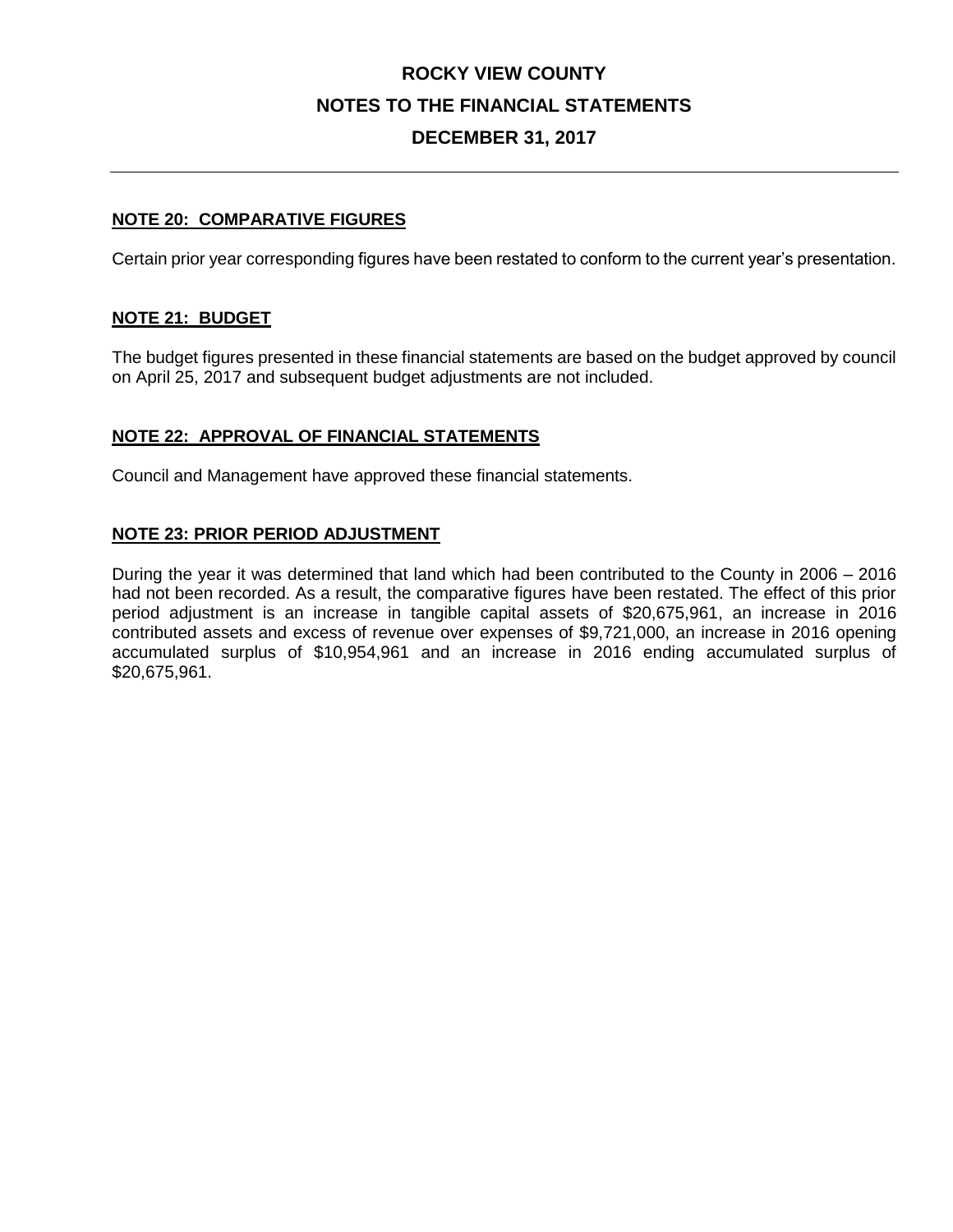# ROCKY VIEW COUNTY

# NOTES TO THE FINANCIAL STATEMENTS

# DECEMBER 31, 2017

---

## NOTE 20: COMPARATIVE FIGURES

Certain prior year corresponding figures have been restated to conform to the current year's presentation.

## NOTE 21: BUDGET

The budget figures presented in these financial statements are based on the budget approved by council on April 25, 2017 and subsequent budget adjustments are not included.

## NOTE 22: APPROVAL OF FINANCIAL STATEMENTS

Council and Management have approved these financial statements.

## NOTE 23: PRIOR PERIOD ADJUSTMENT

During the year it was determined that land which had been contributed to the County in 2006 – 2016 had not been recorded. As a result, the comparative figures have been restated. The effect of this prior period adjustment is an increase in tangible capital assets of $20,675,961, an increase in 2016 contributed assets and excess of revenue over expenses of $9,721,000, an increase in 2016 opening accumulated surplus of $10,954,961 and an increase in 2016 ending accumulated surplus of $20,675,961.